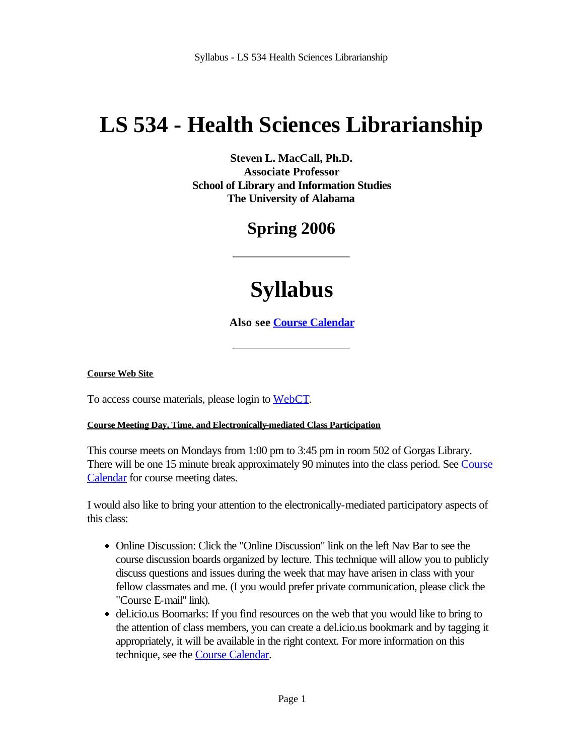# LS 534 - Health Sciences Librarianship

**Steven L. MacCall, Ph.D.**
**Associate Professor**
**School of Library and Information Studies**
**The University of Alabama**

## Spring 2006

---

# Syllabus

**Also see Course Calendar**

---

**Course Web Site**

To access course materials, please login to WebCT.

**Course Meeting Day, Time, and Electronically-mediated Class Participation**

This course meets on Mondays from 1:00 pm to 3:45 pm in room 502 of Gorgas Library. There will be one 15 minute break approximately 90 minutes into the class period. See Course Calendar for course meeting dates.

I would also like to bring your attention to the electronically-mediated participatory aspects of this class:

- Online Discussion: Click the "Online Discussion" link on the left Nav Bar to see the course discussion boards organized by lecture. This technique will allow you to publicly discuss questions and issues during the week that may have arisen in class with your fellow classmates and me. (I you would prefer private communication, please click the "Course E-mail" link).
- del.icio.us Boomarks: If you find resources on the web that you would like to bring to the attention of class members, you can create a del.icio.us bookmark and by tagging it appropriately, it will be available in the right context. For more information on this technique, see the Course Calendar.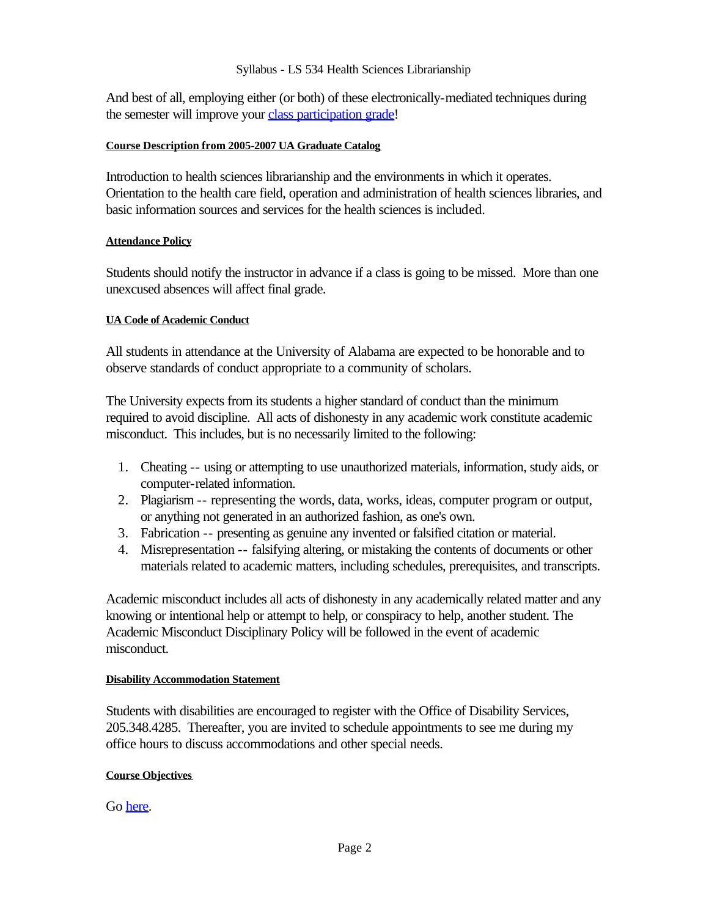And best of all, employing either (or both) of these electronically-mediated techniques during the semester will improve your class participation grade!

#### Course Description from 2005-2007 UA Graduate Catalog

Introduction to health sciences librarianship and the environments in which it operates. Orientation to the health care field, operation and administration of health sciences libraries, and basic information sources and services for the health sciences is included.

#### Attendance Policy

Students should notify the instructor in advance if a class is going to be missed. More than one unexcused absences will affect final grade.

#### UA Code of Academic Conduct

All students in attendance at the University of Alabama are expected to be honorable and to observe standards of conduct appropriate to a community of scholars.

The University expects from its students a higher standard of conduct than the minimum required to avoid discipline. All acts of dishonesty in any academic work constitute academic misconduct. This includes, but is no necessarily limited to the following:

1. Cheating -- using or attempting to use unauthorized materials, information, study aids, or computer-related information.
2. Plagiarism -- representing the words, data, works, ideas, computer program or output, or anything not generated in an authorized fashion, as one's own.
3. Fabrication -- presenting as genuine any invented or falsified citation or material.
4. Misrepresentation -- falsifying altering, or mistaking the contents of documents or other materials related to academic matters, including schedules, prerequisites, and transcripts.

Academic misconduct includes all acts of dishonesty in any academically related matter and any knowing or intentional help or attempt to help, or conspiracy to help, another student. The Academic Misconduct Disciplinary Policy will be followed in the event of academic misconduct.

#### Disability Accommodation Statement

Students with disabilities are encouraged to register with the Office of Disability Services, 205.348.4285. Thereafter, you are invited to schedule appointments to see me during my office hours to discuss accommodations and other special needs.

#### Course Objectives

Go here.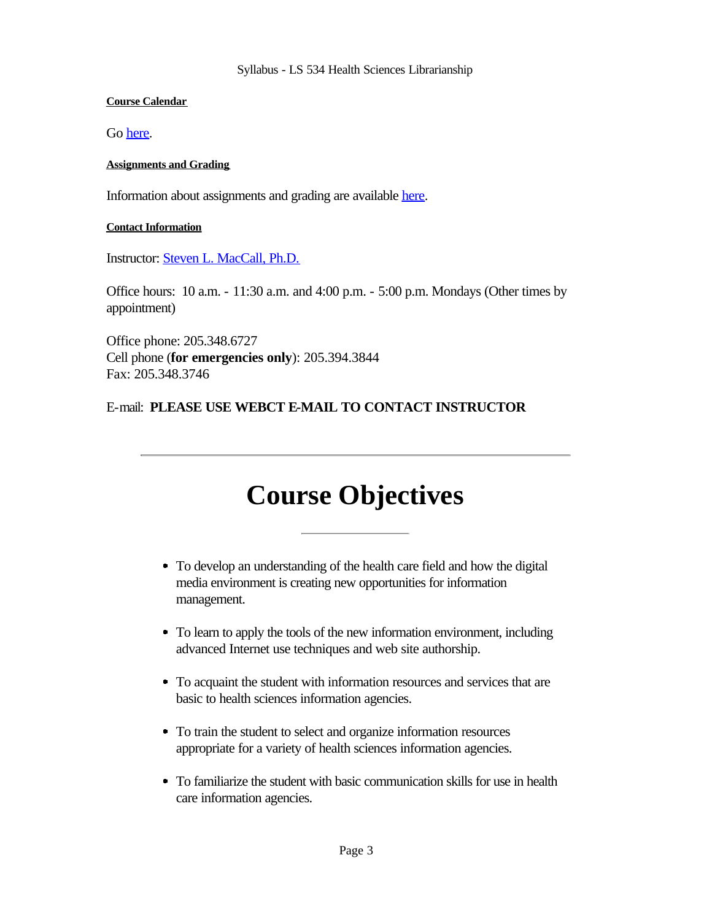#### Course Calendar

Go here.

#### Assignments and Grading

Information about assignments and grading are available here.

#### Contact Information

Instructor: Steven L. MacCall, Ph.D.

Office hours: 10 a.m. - 11:30 a.m. and 4:00 p.m. - 5:00 p.m. Mondays (Other times by appointment)

Office phone: 205.348.6727
Cell phone (**for emergencies only**): 205.394.3844
Fax: 205.348.3746

E-mail: **PLEASE USE WEBCT E-MAIL TO CONTACT INSTRUCTOR**

---

# Course Objectives

- To develop an understanding of the health care field and how the digital media environment is creating new opportunities for information management.
- To learn to apply the tools of the new information environment, including advanced Internet use techniques and web site authorship.
- To acquaint the student with information resources and services that are basic to health sciences information agencies.
- To train the student to select and organize information resources appropriate for a variety of health sciences information agencies.
- To familiarize the student with basic communication skills for use in health care information agencies.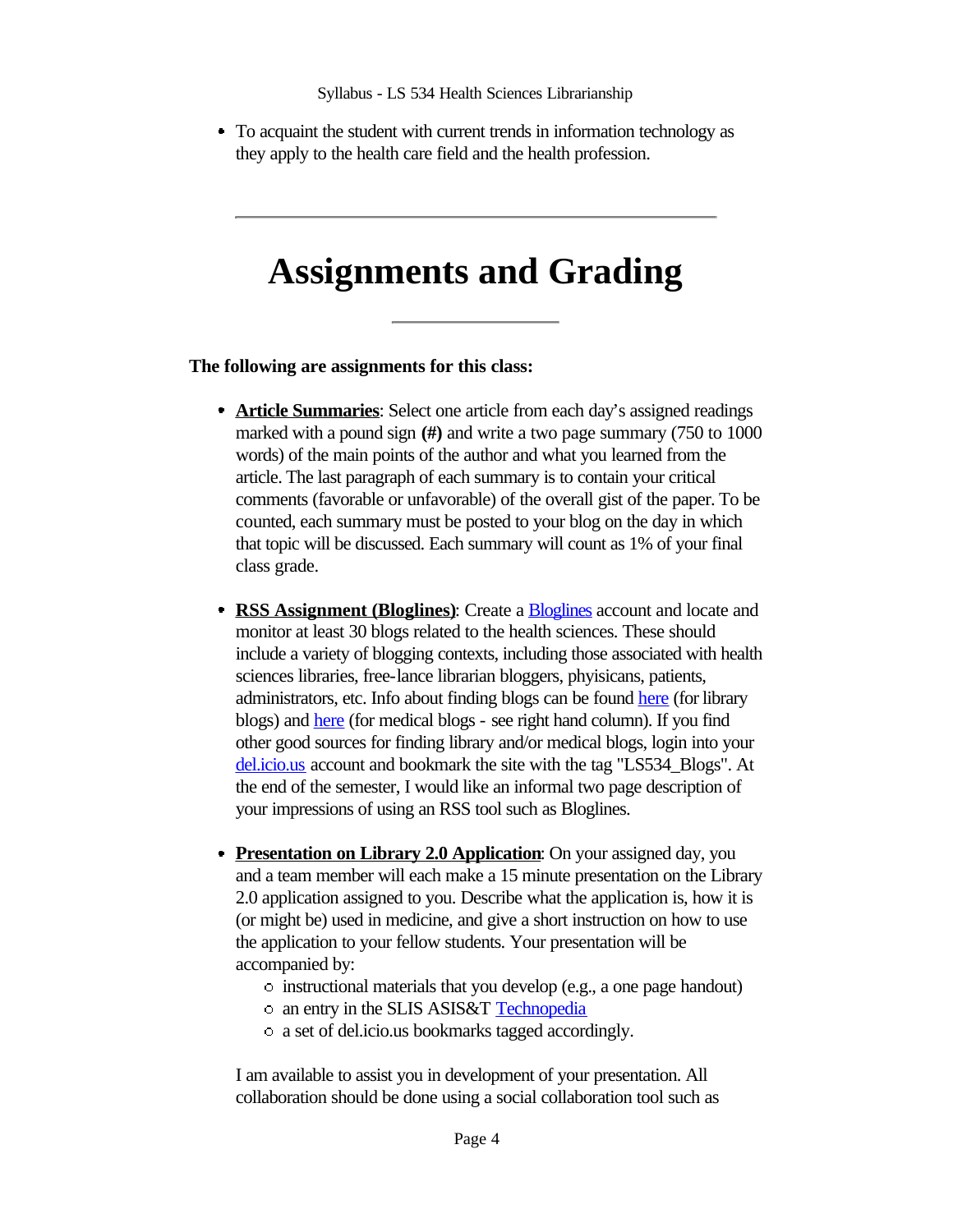- To acquaint the student with current trends in information technology as they apply to the health care field and the health profession.

---

# Assignments and Grading

---

**The following are assignments for this class:**

- **Article Summaries**: Select one article from each day's assigned readings marked with a pound sign **(#)** and write a two page summary (750 to 1000 words) of the main points of the author and what you learned from the article. The last paragraph of each summary is to contain your critical comments (favorable or unfavorable) of the overall gist of the paper. To be counted, each summary must be posted to your blog on the day in which that topic will be discussed. Each summary will count as 1% of your final class grade.

- **RSS Assignment (Bloglines)**: Create a Bloglines account and locate and monitor at least 30 blogs related to the health sciences. These should include a variety of blogging contexts, including those associated with health sciences libraries, free-lance librarian bloggers, phyisicans, patients, administrators, etc. Info about finding blogs can be found here (for library blogs) and here (for medical blogs - see right hand column). If you find other good sources for finding library and/or medical blogs, login into your del.icio.us account and bookmark the site with the tag "LS534_Blogs". At the end of the semester, I would like an informal two page description of your impressions of using an RSS tool such as Bloglines.

- **Presentation on Library 2.0 Application**: On your assigned day, you and a team member will each make a 15 minute presentation on the Library 2.0 application assigned to you. Describe what the application is, how it is (or might be) used in medicine, and give a short instruction on how to use the application to your fellow students. Your presentation will be accompanied by:
  - instructional materials that you develop (e.g., a one page handout)
  - an entry in the SLIS ASIS&T Technopedia
  - a set of del.icio.us bookmarks tagged accordingly.

  I am available to assist you in development of your presentation. All collaboration should be done using a social collaboration tool such as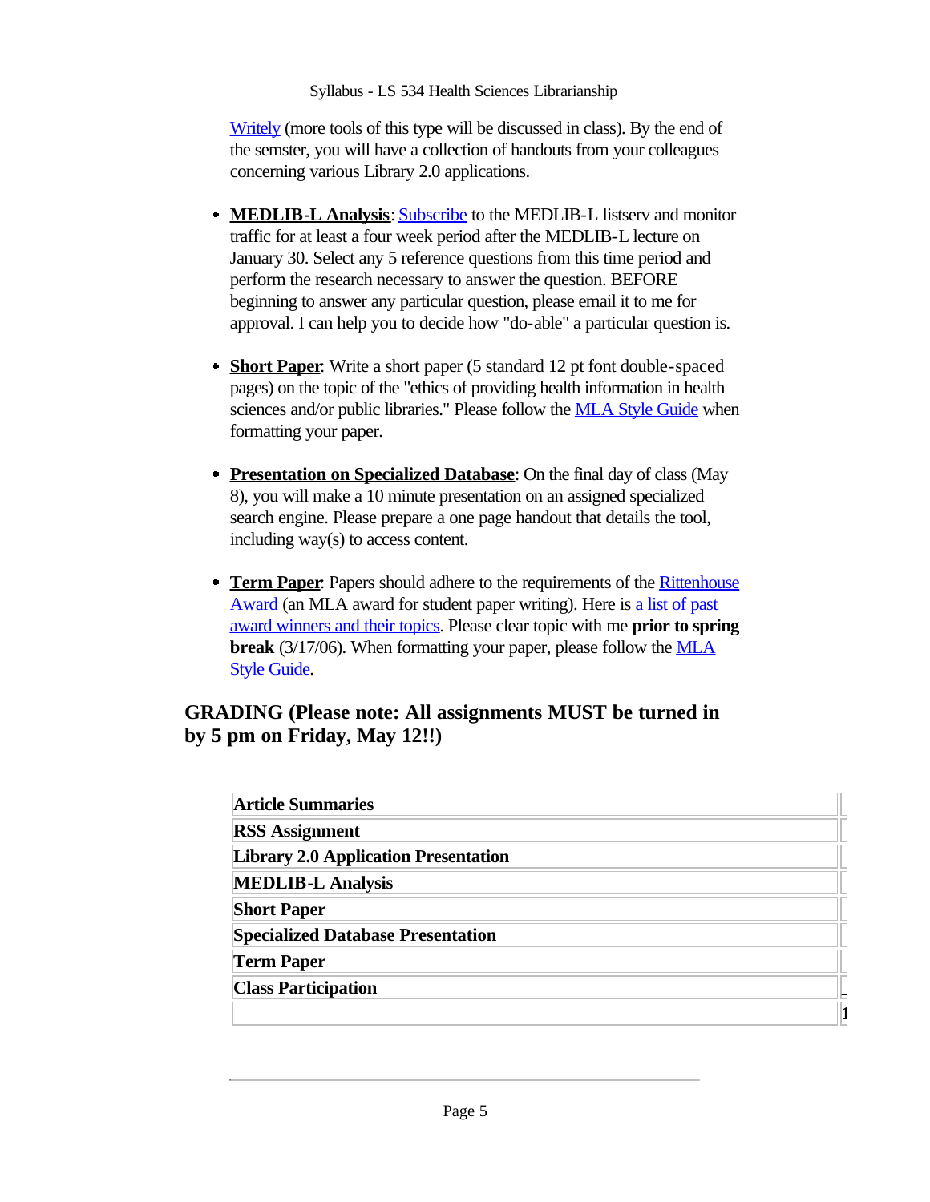Writely (more tools of this type will be discussed in class). By the end of the semster, you will have a collection of handouts from your colleagues concerning various Library 2.0 applications.

- **MEDLIB-L Analysis**: Subscribe to the MEDLIB-L listserv and monitor traffic for at least a four week period after the MEDLIB-L lecture on January 30. Select any 5 reference questions from this time period and perform the research necessary to answer the question. BEFORE beginning to answer any particular question, please email it to me for approval. I can help you to decide how "do-able" a particular question is.

- **Short Paper**: Write a short paper (5 standard 12 pt font double-spaced pages) on the topic of the "ethics of providing health information in health sciences and/or public libraries." Please follow the MLA Style Guide when formatting your paper.

- **Presentation on Specialized Database**: On the final day of class (May 8), you will make a 10 minute presentation on an assigned specialized search engine. Please prepare a one page handout that details the tool, including way(s) to access content.

- **Term Paper**: Papers should adhere to the requirements of the Rittenhouse Award (an MLA award for student paper writing). Here is a list of past award winners and their topics. Please clear topic with me **prior to spring break** (3/17/06). When formatting your paper, please follow the MLA Style Guide.

## GRADING (Please note: All assignments MUST be turned in by 5 pm on Friday, May 12!!)

| | |
|---|---|
| **Article Summaries** | |
| **RSS Assignment** | |
| **Library 2.0 Application Presentation** | |
| **MEDLIB-L Analysis** | |
| **Short Paper** | |
| **Specialized Database Presentation** | |
| **Term Paper** | |
| **Class Participation** | |
| | **1** |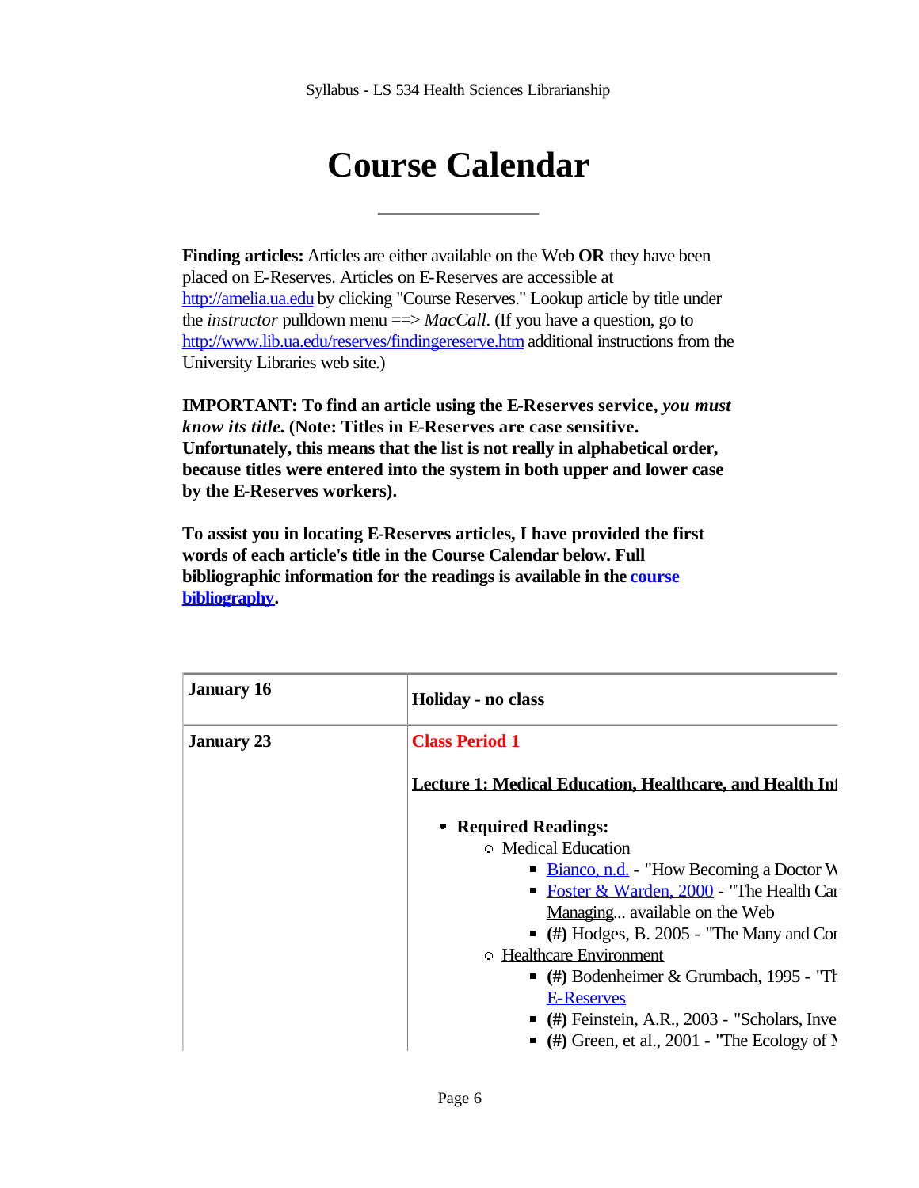# Course Calendar

---

**Finding articles:** Articles are either available on the Web **OR** they have been placed on E-Reserves. Articles on E-Reserves are accessible at http://amelia.ua.edu by clicking "Course Reserves." Lookup article by title under the *instructor* pulldown menu ==> *MacCall*. (If you have a question, go to http://www.lib.ua.edu/reserves/findingereserve.htm additional instructions from the University Libraries web site.)

**IMPORTANT: To find an article using the E-Reserves service, *you must know its title.* (Note: Titles in E-Reserves are case sensitive. Unfortunately, this means that the list is not really in alphabetical order, because titles were entered into the system in both upper and lower case by the E-Reserves workers).**

**To assist you in locating E-Reserves articles, I have provided the first words of each article's title in the Course Calendar below. Full bibliographic information for the readings is available in the course bibliography.**

| | |
|---|---|
| **January 16** | **Holiday - no class** |
| **January 23** | **Class Period 1**<br><br>**Lecture 1: Medical Education, Healthcare, and Health Inf**<br><br>• **Required Readings:**<br>&nbsp;&nbsp;◦ Medical Education<br>&nbsp;&nbsp;&nbsp;&nbsp;▪ Bianco, n.d. - "How Becoming a Doctor W<br>&nbsp;&nbsp;&nbsp;&nbsp;▪ Foster & Warden, 2000 - "The Health Car Managing... available on the Web<br>&nbsp;&nbsp;&nbsp;&nbsp;▪ **(#)** Hodges, B. 2005 - "The Many and Con<br>&nbsp;&nbsp;◦ Healthcare Environment<br>&nbsp;&nbsp;&nbsp;&nbsp;▪ **(#)** Bodenheimer & Grumbach, 1995 - "Th E-Reserves<br>&nbsp;&nbsp;&nbsp;&nbsp;▪ **(#)** Feinstein, A.R., 2003 - "Scholars, Inve<br>&nbsp;&nbsp;&nbsp;&nbsp;▪ **(#)** Green, et al., 2001 - "The Ecology of M |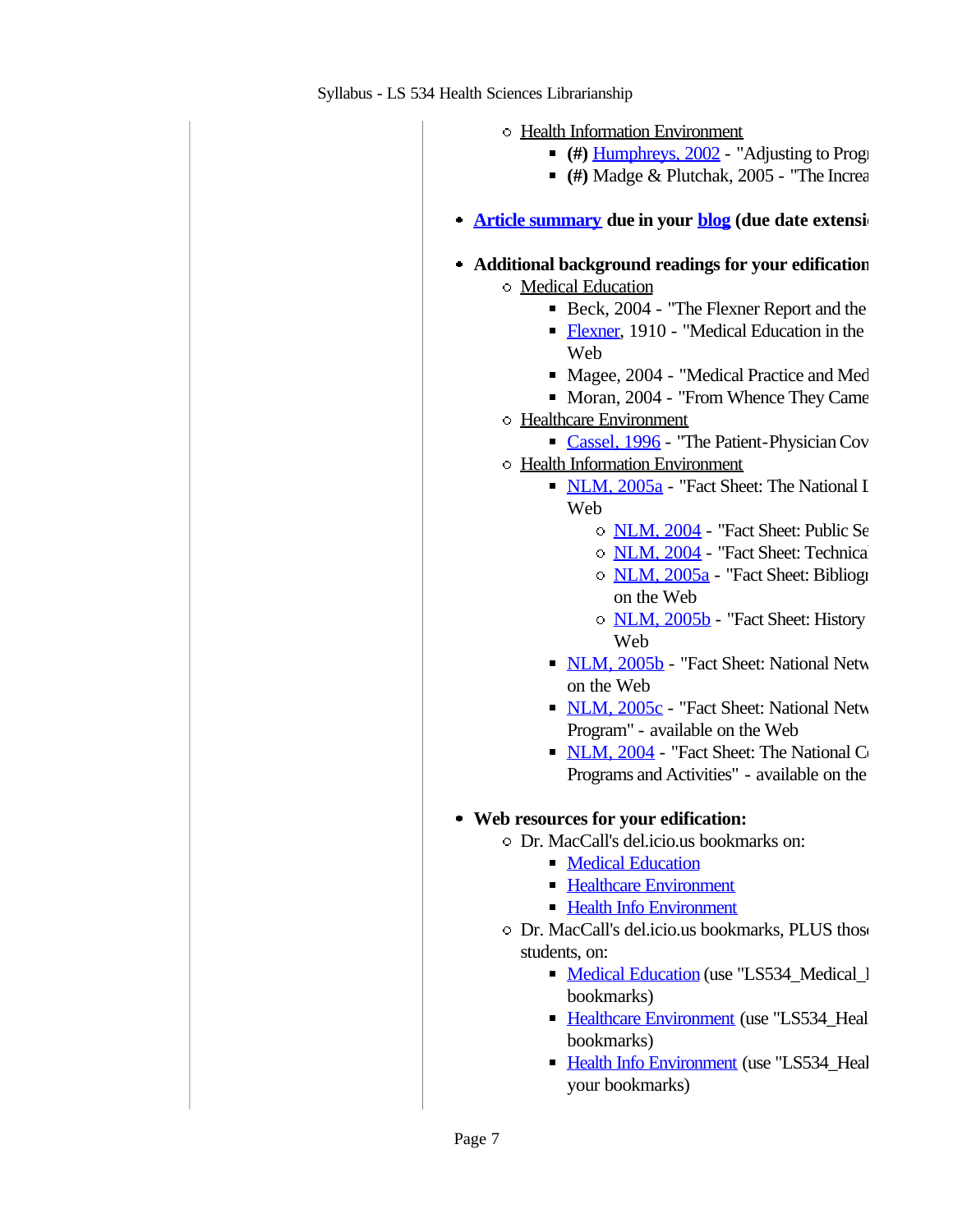- Health Information Environment
  - **(#)** Humphreys, 2002 - "Adjusting to Progr
  - **(#)** Madge & Plutchak, 2005 - "The Increa

- **Article summary due in your blog (due date extensi**

- **Additional background readings for your edification**
  - Medical Education
    - Beck, 2004 - "The Flexner Report and the
    - Flexner, 1910 - "Medical Education in the Web
    - Magee, 2004 - "Medical Practice and Med
    - Moran, 2004 - "From Whence They Came
  - Healthcare Environment
    - Cassel, 1996 - "The Patient-Physician Cov
  - Health Information Environment
    - NLM, 2005a - "Fact Sheet: The National L Web
      - NLM, 2004 - "Fact Sheet: Public Se
      - NLM, 2004 - "Fact Sheet: Technica
      - NLM, 2005a - "Fact Sheet: Bibliogr on the Web
      - NLM, 2005b - "Fact Sheet: History Web
    - NLM, 2005b - "Fact Sheet: National Netw on the Web
    - NLM, 2005c - "Fact Sheet: National Netw Program" - available on the Web
    - NLM, 2004 - "Fact Sheet: The National C Programs and Activities" - available on the

- **Web resources for your edification:**
  - Dr. MacCall's del.icio.us bookmarks on:
    - Medical Education
    - Healthcare Environment
    - Health Info Environment
  - Dr. MacCall's del.icio.us bookmarks, PLUS thos students, on:
    - Medical Education (use "LS534_Medical_I bookmarks)
    - Healthcare Environment (use "LS534_Heal bookmarks)
    - Health Info Environment (use "LS534_Heal your bookmarks)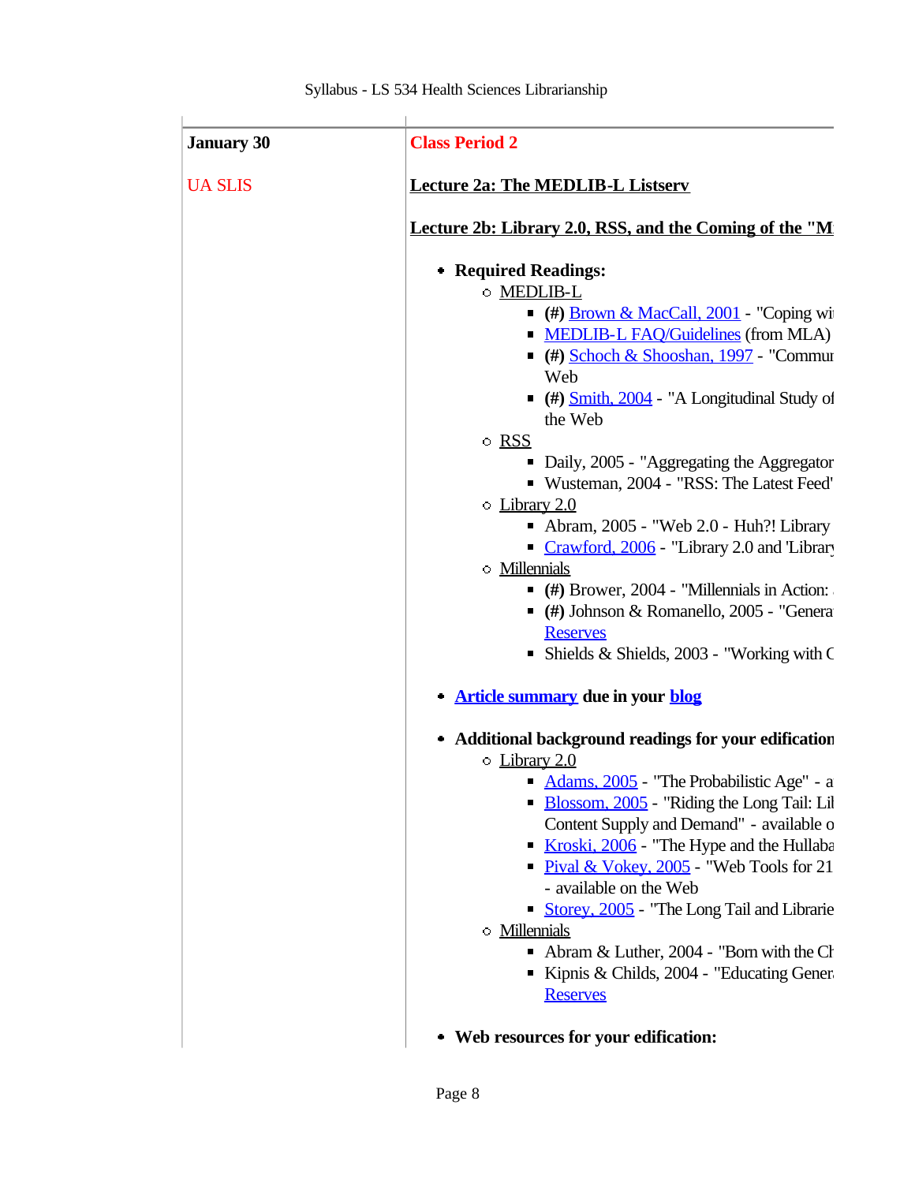| January 30<br><br>UA SLIS | **Class Period 2**<br><br>**Lecture 2a: The MEDLIB-L Listserv**<br><br>**Lecture 2b: Library 2.0, RSS, and the Coming of the "M** |
|---|---|

- **Required Readings:**
  - MEDLIB-L
    - **(#)** Brown & MacCall, 2001 - "Coping wi
    - MEDLIB-L FAQ/Guidelines (from MLA)
    - **(#)** Schoch & Shoshan, 1997 - "Commun Web
    - **(#)** Smith, 2004 - "A Longitudinal Study of the Web
  - RSS
    - Daily, 2005 - "Aggregating the Aggregator
    - Wusteman, 2004 - "RSS: The Latest Feed'
  - Library 2.0
    - Abram, 2005 - "Web 2.0 - Huh?! Library
    - Crawford, 2006 - "Library 2.0 and 'Library
  - Millennials
    - **(#)** Brower, 2004 - "Millennials in Action:
    - **(#)** Johnson & Romanello, 2005 - "Genera Reserves
    - Shields & Shields, 2003 - "Working with C

- **Article summary due in your blog**

- **Additional background readings for your edification**
  - Library 2.0
    - Adams, 2005 - "The Probabilistic Age" - a
    - Blossom, 2005 - "Riding the Long Tail: Lil Content Supply and Demand" - available o
    - Kroski, 2006 - "The Hype and the Hullaba
    - Pival & Vokey, 2005 - "Web Tools for 21 - available on the Web
    - Storey, 2005 - "The Long Tail and Librarie
  - Millennials
    - Abram & Luther, 2004 - "Born with the Ch
    - Kipnis & Childs, 2004 - "Educating Genera Reserves

- **Web resources for your edification:**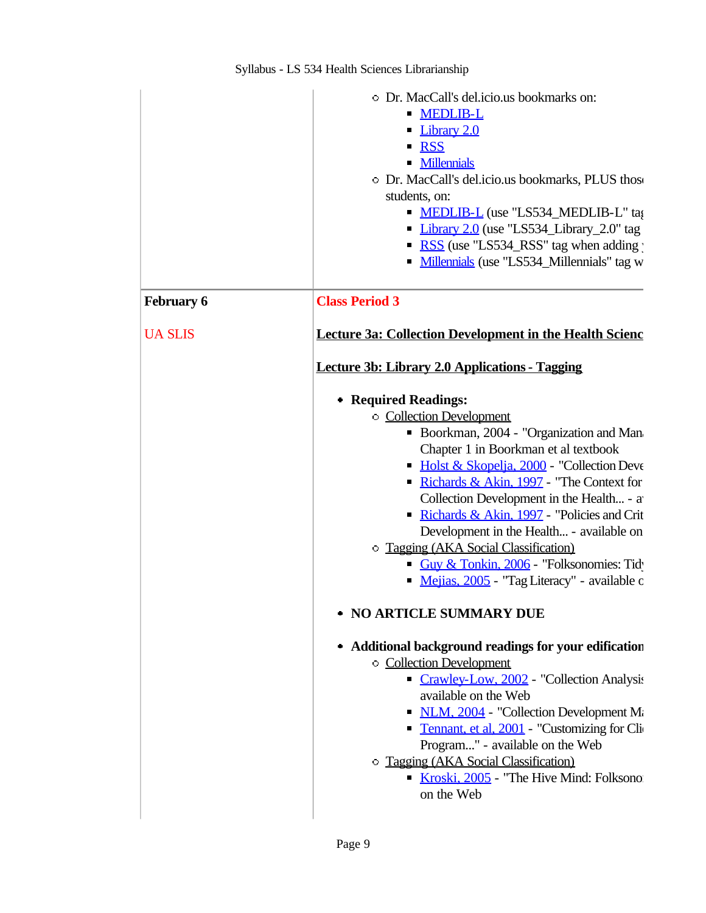| | |
|---|---|
| | ◦ Dr. MacCall's del.icio.us bookmarks on:<br>▪ MEDLIB-L<br>▪ Library 2.0<br>▪ RSS<br>▪ Millennials<br>◦ Dr. MacCall's del.icio.us bookmarks, PLUS thos students, on:<br>▪ MEDLIB-L (use "LS534_MEDLIB-L" tag<br>▪ Library 2.0 (use "LS534_Library_2.0" tag<br>▪ RSS (use "LS534_RSS" tag when adding<br>▪ Millennials (use "LS534_Millennials" tag w |
| **February 6**<br><br>UA SLIS | **Class Period 3**<br><br>**Lecture 3a: Collection Development in the Health Scienc**<br><br>**Lecture 3b: Library 2.0 Applications - Tagging**<br><br>• **Required Readings:**<br>◦ Collection Development<br>▪ Boorkman, 2004 - "Organization and Man Chapter 1 in Boorkman et al textbook<br>▪ Holst & Skopelja, 2000 - "Collection Deve<br>▪ Richards & Akin, 1997 - "The Context for Collection Development in the Health... - a<br>▪ Richards & Akin, 1997 - "Policies and Crit Development in the Health... - available on<br>◦ Tagging (AKA Social Classification)<br>▪ Guy & Tonkin, 2006 - "Folksonomies: Tid<br>▪ Mejias, 2005 - "Tag Literacy" - available c<br><br>• **NO ARTICLE SUMMARY DUE**<br><br>• **Additional background readings for your edification**<br>◦ Collection Development<br>▪ Crawley-Low, 2002 - "Collection Analysis available on the Web<br>▪ NLM, 2004 - "Collection Development M<br>▪ Tennant, et al, 2001 - "Customizing for Cli Program..." - available on the Web<br>◦ Tagging (AKA Social Classification)<br>▪ Kroski, 2005 - "The Hive Mind: Folksono on the Web |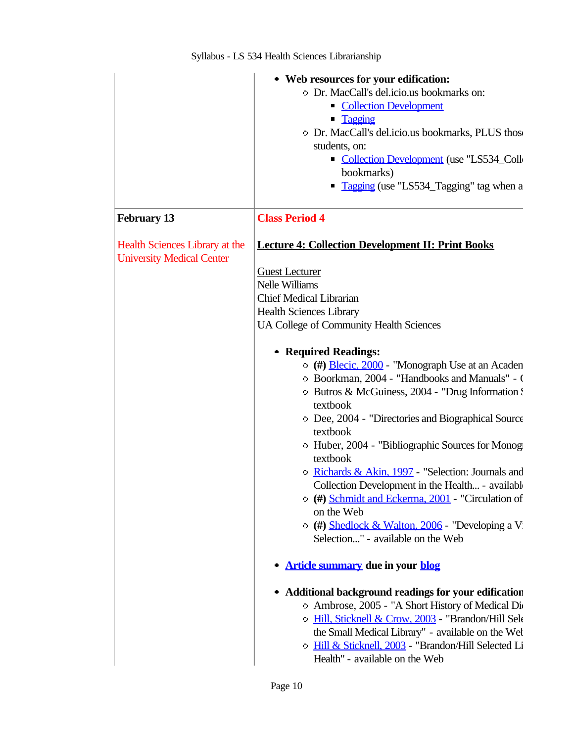| | |
|---|---|
| | - **Web resources for your edification:**<br>  - Dr. MacCall's del.icio.us bookmarks on:<br>    - Collection Development<br>    - Tagging<br>  - Dr. MacCall's del.icio.us bookmarks, PLUS thos students, on:<br>    - Collection Development (use "LS534_Coll bookmarks)<br>    - Tagging (use "LS534_Tagging" tag when a |
| **February 13**<br><br>Health Sciences Library at the University Medical Center | **Class Period 4**<br><br>**Lecture 4: Collection Development II: Print Books**<br><br>Guest Lecturer<br>Nelle Williams<br>Chief Medical Librarian<br>Health Sciences Library<br>UA College of Community Health Sciences<br><br>- **Required Readings:**<br>  - **(#)** Blecic, 2000 - "Monograph Use at an Academ<br>  - Boorkman, 2004 - "Handbooks and Manuals" - (<br>  - Butros & McGuiness, 2004 - "Drug Information S textbook<br>  - Dee, 2004 - "Directories and Biographical Source textbook<br>  - Huber, 2004 - "Bibliographic Sources for Monog textbook<br>  - Richards & Akin, 1997 - "Selection: Journals and Collection Development in the Health... - availabl<br>  - **(#)** Schmidt and Eckerma, 2001 - "Circulation of on the Web<br>  - **(#)** Shedlock & Walton, 2006 - "Developing a V Selection..." - available on the Web<br><br>- **Article summary due in your blog**<br><br>- **Additional background readings for your edification**<br>  - Ambrose, 2005 - "A Short History of Medical Di<br>  - Hill, Sticknell & Crow, 2003 - "Brandon/Hill Sele the Small Medical Library" - available on the Wel<br>  - Hill & Sticknell, 2003 - "Brandon/Hill Selected Li Health" - available on the Web |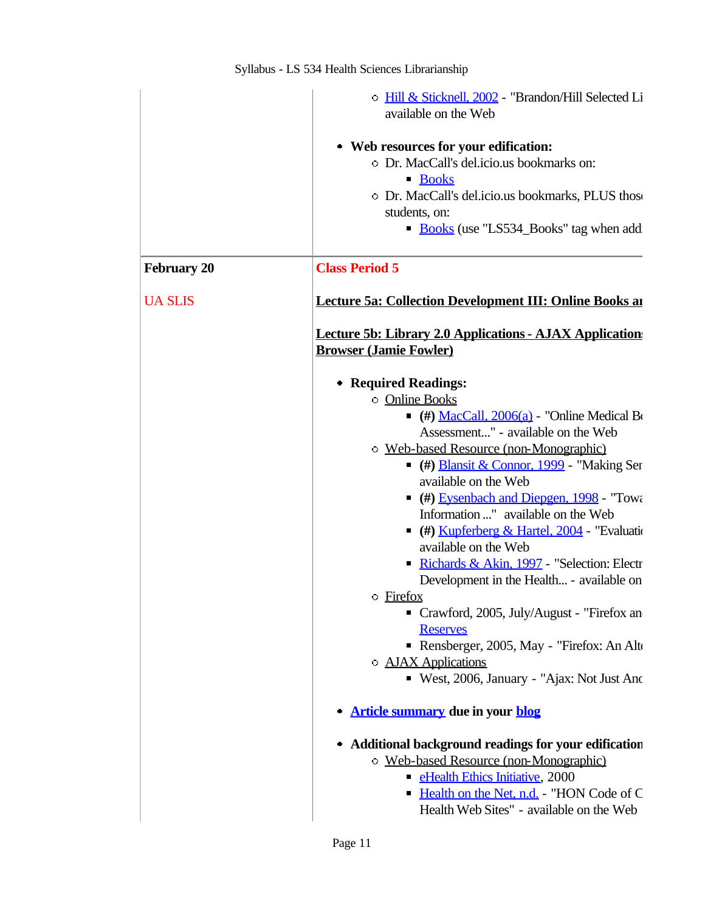| | |
|---|---|
| | - [Hill & Sticknell, 2002](#) - "Brandon/Hill Selected Li available on the Web<br><br>- **Web resources for your edification:**<br>  - Dr. MacCall's del.icio.us bookmarks on:<br>    - [Books](#)<br>  - Dr. MacCall's del.icio.us bookmarks, PLUS thos students, on:<br>    - [Books](#) (use "LS534_Books" tag when add |
| **February 20**<br><br>UA SLIS | **Class Period 5**<br><br>**Lecture 5a: Collection Development III: Online Books ar**<br><br>**Lecture 5b: Library 2.0 Applications - AJAX Application Browser (Jamie Fowler)**<br><br>- **Required Readings:**<br>  - Online Books<br>    - **(#)** [MacCall, 2006(a)](#) - "Online Medical Bo Assessment..." - available on the Web<br>  - Web-based Resource (non-Monographic)<br>    - **(#)** [Blansit & Connor, 1999](#) - "Making Ser available on the Web<br>    - **(#)** [Eysenbach and Diepgen, 1998](#) - "Towa Information ..." available on the Web<br>    - **(#)** [Kupferberg & Hartel, 2004](#) - "Evaluati available on the Web<br>    - [Richards & Akin, 1997](#) - "Selection: Electr Development in the Health... - available on<br>  - Firefox<br>    - Crawford, 2005, July/August - "Firefox an [Reserves](#)<br>    - Rensberger, 2005, May - "Firefox: An Alt<br>  - AJAX Applications<br>    - West, 2006, January - "Ajax: Not Just Anc<br><br>- **[Article summary](#) due in your [blog](#)**<br><br>- **Additional background readings for your edification**<br>  - Web-based Resource (non-Monographic)<br>    - [eHealth Ethics Initiative](#), 2000<br>    - [Health on the Net, n.d.](#) - "HON Code of C Health Web Sites" - available on the Web |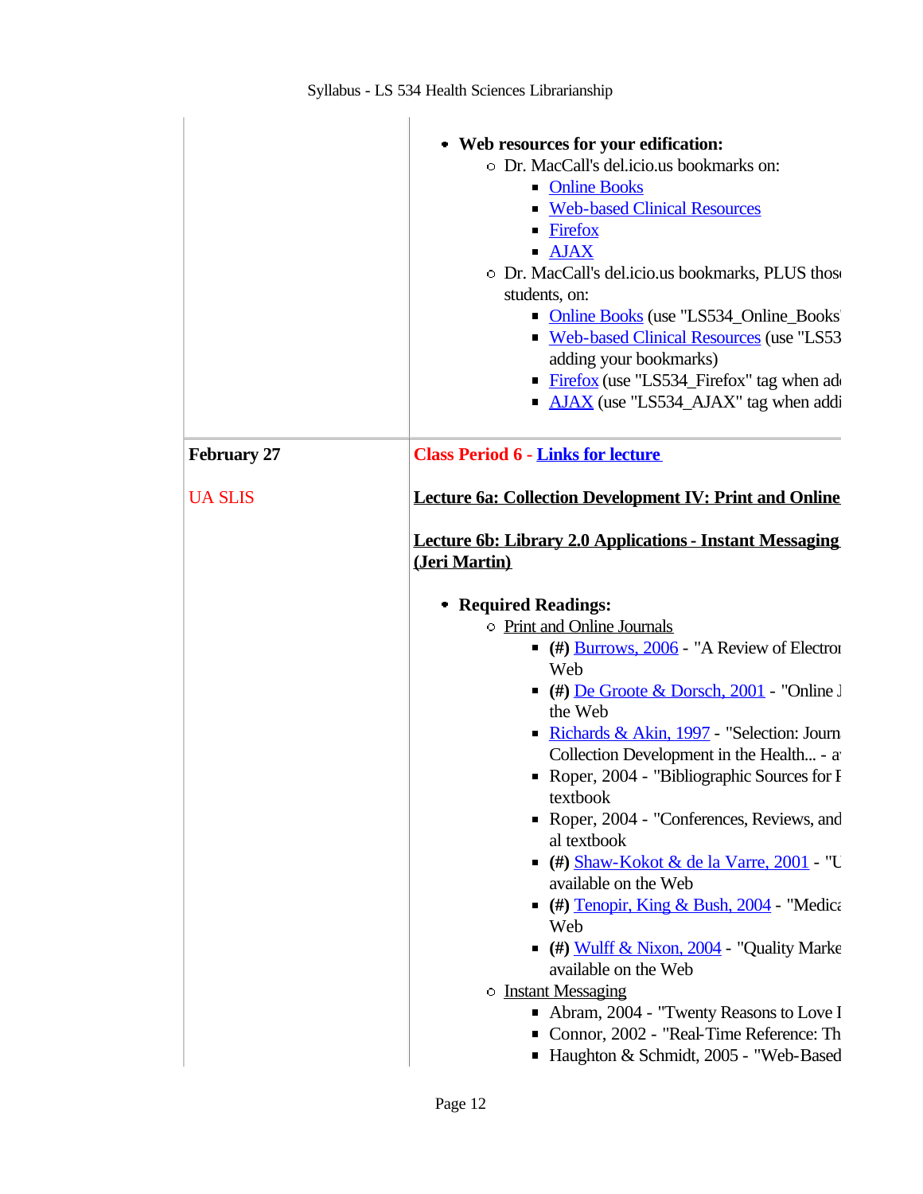|  |  |
|---|---|
|  | - **Web resources for your edification:**<br>  - Dr. MacCall's del.icio.us bookmarks on:<br>    - Online Books<br>    - Web-based Clinical Resources<br>    - Firefox<br>    - AJAX<br>  - Dr. MacCall's del.icio.us bookmarks, PLUS thos students, on:<br>    - Online Books (use "LS534_Online_Books<br>    - Web-based Clinical Resources (use "LS53 adding your bookmarks)<br>    - Firefox (use "LS534_Firefox" tag when ad<br>    - AJAX (use "LS534_AJAX" tag when addi |
| **February 27**<br><br>UA SLIS | Class Period 6 - **Links for lecture**<br><br>**Lecture 6a: Collection Development IV: Print and Online**<br><br>**Lecture 6b: Library 2.0 Applications - Instant Messaging (Jeri Martin)**<br><br>- **Required Readings:**<br>  - Print and Online Journals<br>    - **(#)** Burrows, 2006 - "A Review of Electro Web<br>    - **(#)** De Groote & Dorsch, 2001 - "Online J the Web<br>    - Richards & Akin, 1997 - "Selection: Journ Collection Development in the Health... - a<br>    - Roper, 2004 - "Bibliographic Sources for F textbook<br>    - Roper, 2004 - "Conferences, Reviews, and al textbook<br>    - **(#)** Shaw-Kokot & de la Varre, 2001 - "U available on the Web<br>    - **(#)** Tenopir, King & Bush, 2004 - "Medica Web<br>    - **(#)** Wulff & Nixon, 2004 - "Quality Marke available on the Web<br>  - Instant Messaging<br>    - Abram, 2004 - "Twenty Reasons to Love I<br>    - Connor, 2002 - "Real-Time Reference: Th<br>    - Haughton & Schmidt, 2005 - "Web-Based |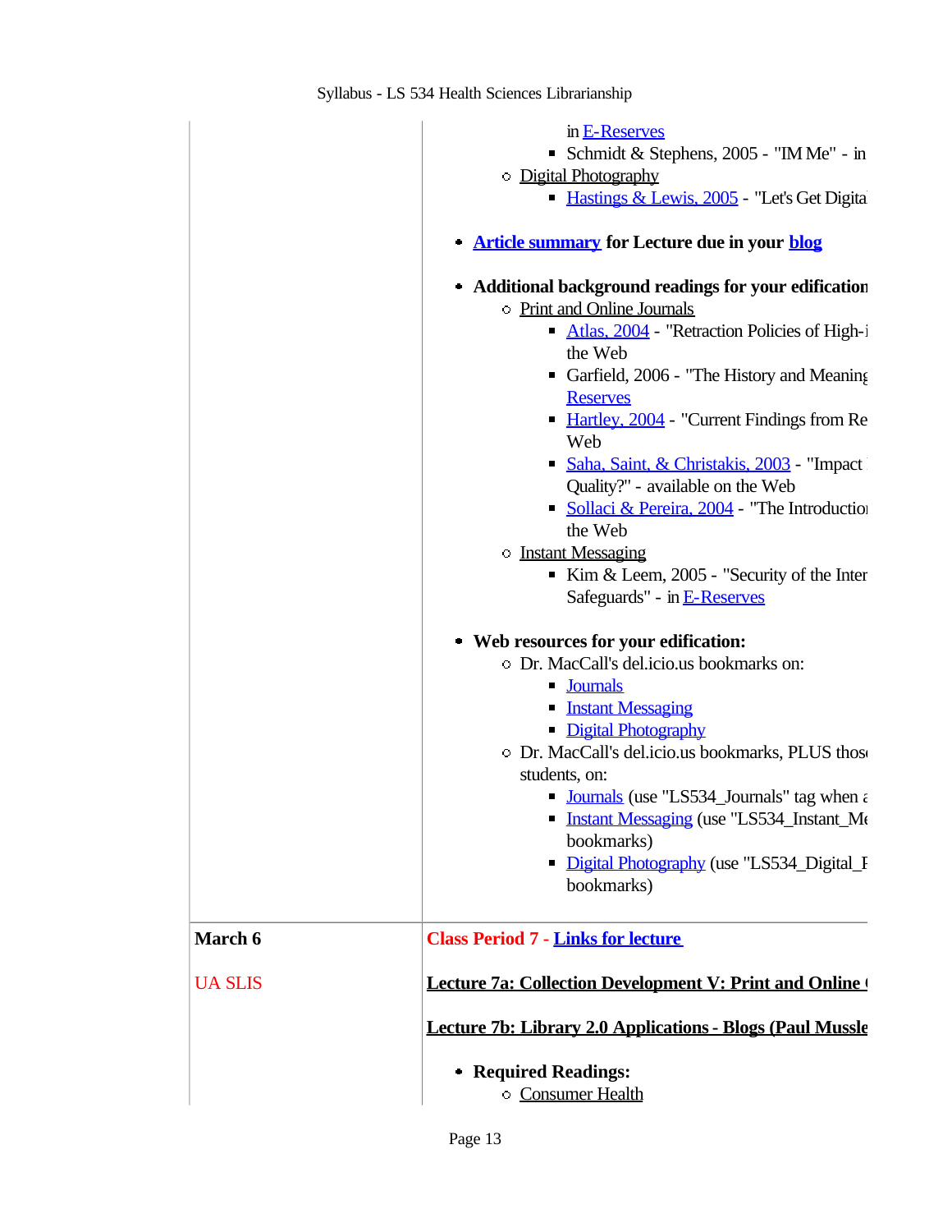| | |
|---|---|
| | in E-Reserves<br>▪ Schmidt & Stephens, 2005 - "IM Me" - in<br>○ Digital Photography<br>▪ Hastings & Lewis, 2005 - "Let's Get Digita<br><br>• **Article summary for Lecture due in your blog**<br><br>• **Additional background readings for your edification**<br>○ Print and Online Journals<br>▪ Atlas, 2004 - "Retraction Policies of High-i the Web<br>▪ Garfield, 2006 - "The History and Meaning Reserves<br>▪ Hartley, 2004 - "Current Findings from Re Web<br>▪ Saha, Saint, & Christakis, 2003 - "Impact Quality?" - available on the Web<br>▪ Sollaci & Pereira, 2004 - "The Introductio the Web<br>○ Instant Messaging<br>▪ Kim & Leem, 2005 - "Security of the Inter Safeguards" - in E-Reserves<br><br>• **Web resources for your edification:**<br>○ Dr. MacCall's del.icio.us bookmarks on:<br>▪ Journals<br>▪ Instant Messaging<br>▪ Digital Photography<br>○ Dr. MacCall's del.icio.us bookmarks, PLUS those students, on:<br>▪ Journals (use "LS534_Journals" tag when a<br>▪ Instant Messaging (use "LS534_Instant_Me bookmarks)<br>▪ Digital Photography (use "LS534_Digital_P bookmarks) |
| **March 6**<br><br>UA SLIS | **Class Period 7 - Links for lecture**<br><br>**Lecture 7a: Collection Development V: Print and Online**<br><br>**Lecture 7b: Library 2.0 Applications - Blogs (Paul Mussle**<br><br>• **Required Readings:**<br>○ Consumer Health |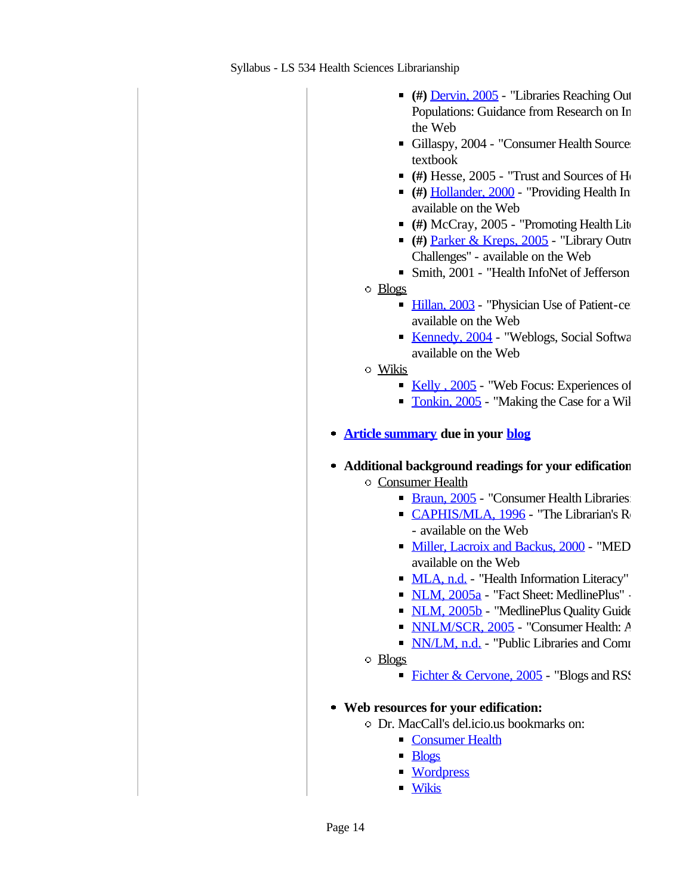- **(#)** Dervin, 2005 - "Libraries Reaching Out Populations: Guidance from Research on In the Web
        - Gillaspy, 2004 - "Consumer Health Source textbook
        - **(#)** Hesse, 2005 - "Trust and Sources of H
        - **(#)** Hollander, 2000 - "Providing Health In available on the Web
        - **(#)** McCray, 2005 - "Promoting Health Lit
        - **(#)** Parker & Kreps, 2005 - "Library Outr Challenges" - available on the Web
        - Smith, 2001 - "Health InfoNet of Jefferson
    - Blogs
        - Hillan, 2003 - "Physician Use of Patient-ce available on the Web
        - Kennedy, 2004 - "Weblogs, Social Softwa available on the Web
    - Wikis
        - Kelly , 2005 - "Web Focus: Experiences of
        - Tonkin, 2005 - "Making the Case for a Wi

- **Article summary due in your blog**

- **Additional background readings for your edification**
    - Consumer Health
        - Braun, 2005 - "Consumer Health Libraries
        - CAPHIS/MLA, 1996 - "The Librarian's R - available on the Web
        - Miller, Lacroix and Backus, 2000 - "MED available on the Web
        - MLA, n.d. - "Health Information Literacy"
        - NLM, 2005a - "Fact Sheet: MedlinePlus" -
        - NLM, 2005b - "MedlinePlus Quality Guide
        - NNLM/SCR, 2005 - "Consumer Health: A
        - NN/LM, n.d. - "Public Libraries and Com
    - Blogs
        - Fichter & Cervone, 2005 - "Blogs and RSS

- **Web resources for your edification:**
    - Dr. MacCall's del.icio.us bookmarks on:
        - Consumer Health
        - Blogs
        - Wordpress
        - Wikis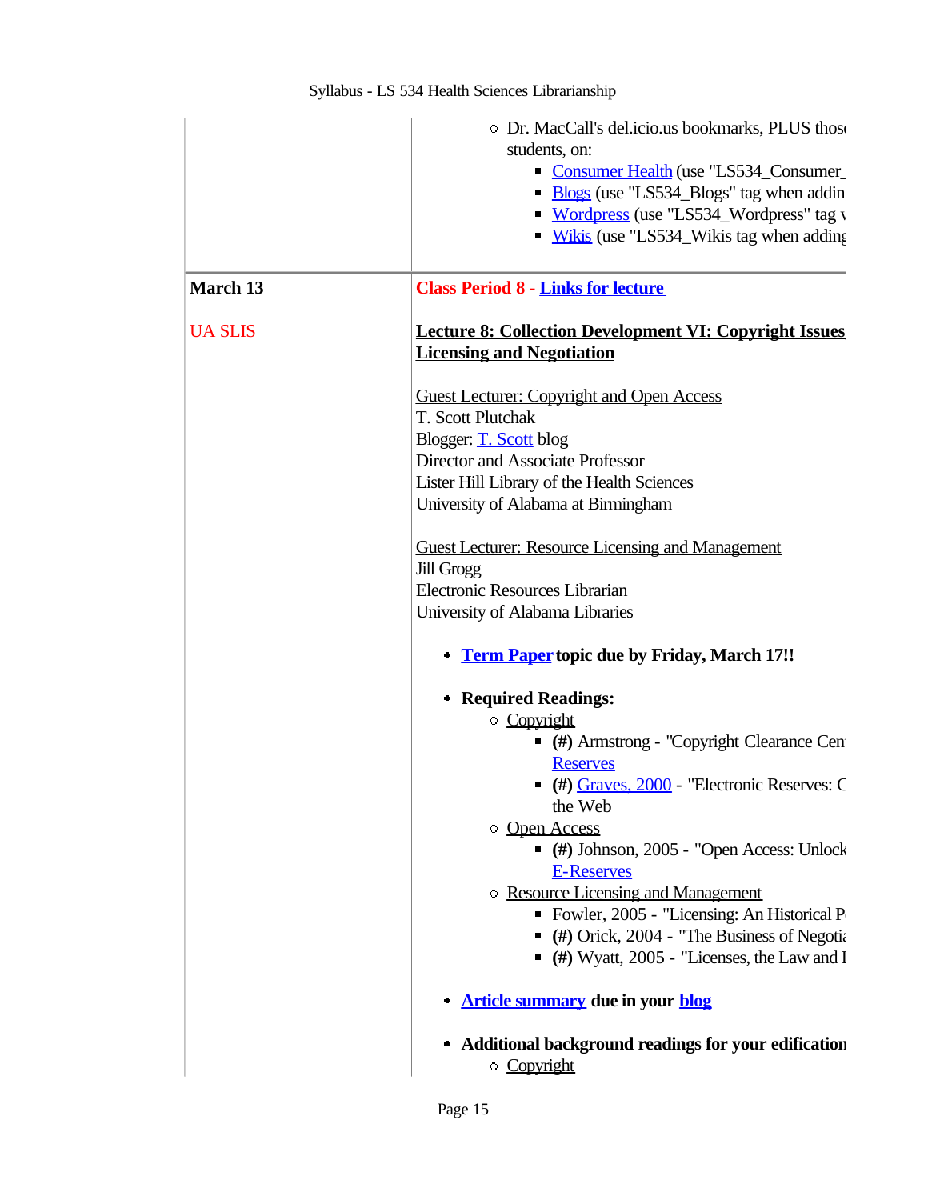| | |
|---|---|
| | ◦ Dr. MacCall's del.icio.us bookmarks, PLUS thos students, on: <br> ▪ Consumer Health (use "LS534_Consumer_ <br> ▪ Blogs (use "LS534_Blogs" tag when addin <br> ▪ Wordpress (use "LS534_Wordpress" tag v <br> ▪ Wikis (use "LS534_Wikis tag when adding |
| **March 13** <br><br> UA SLIS | **Class Period 8 - Links for lecture** <br><br> **Lecture 8: Collection Development VI: Copyright Issues Licensing and Negotiation** <br><br> Guest Lecturer: Copyright and Open Access <br> T. Scott Plutchak <br> Blogger: T. Scott blog <br> Director and Associate Professor <br> Lister Hill Library of the Health Sciences <br> University of Alabama at Birmingham <br><br> Guest Lecturer: Resource Licensing and Management <br> Jill Grogg <br> Electronic Resources Librarian <br> University of Alabama Libraries <br><br> • **Term Paper topic due by Friday, March 17!!** <br><br> • **Required Readings:** <br> ◦ Copyright <br> ▪ **(#)** Armstrong - "Copyright Clearance Cen Reserves <br> ▪ **(#)** Graves, 2000 - "Electronic Reserves: C the Web <br> ◦ Open Access <br> ▪ **(#)** Johnson, 2005 - "Open Access: Unlock E-Reserves <br> ◦ Resource Licensing and Management <br> ▪ Fowler, 2005 - "Licensing: An Historical P <br> ▪ **(#)** Orick, 2004 - "The Business of Negotia <br> ▪ **(#)** Wyatt, 2005 - "Licenses, the Law and I <br><br> • **Article summary due in your blog** <br><br> • **Additional background readings for your edification** <br> ◦ Copyright |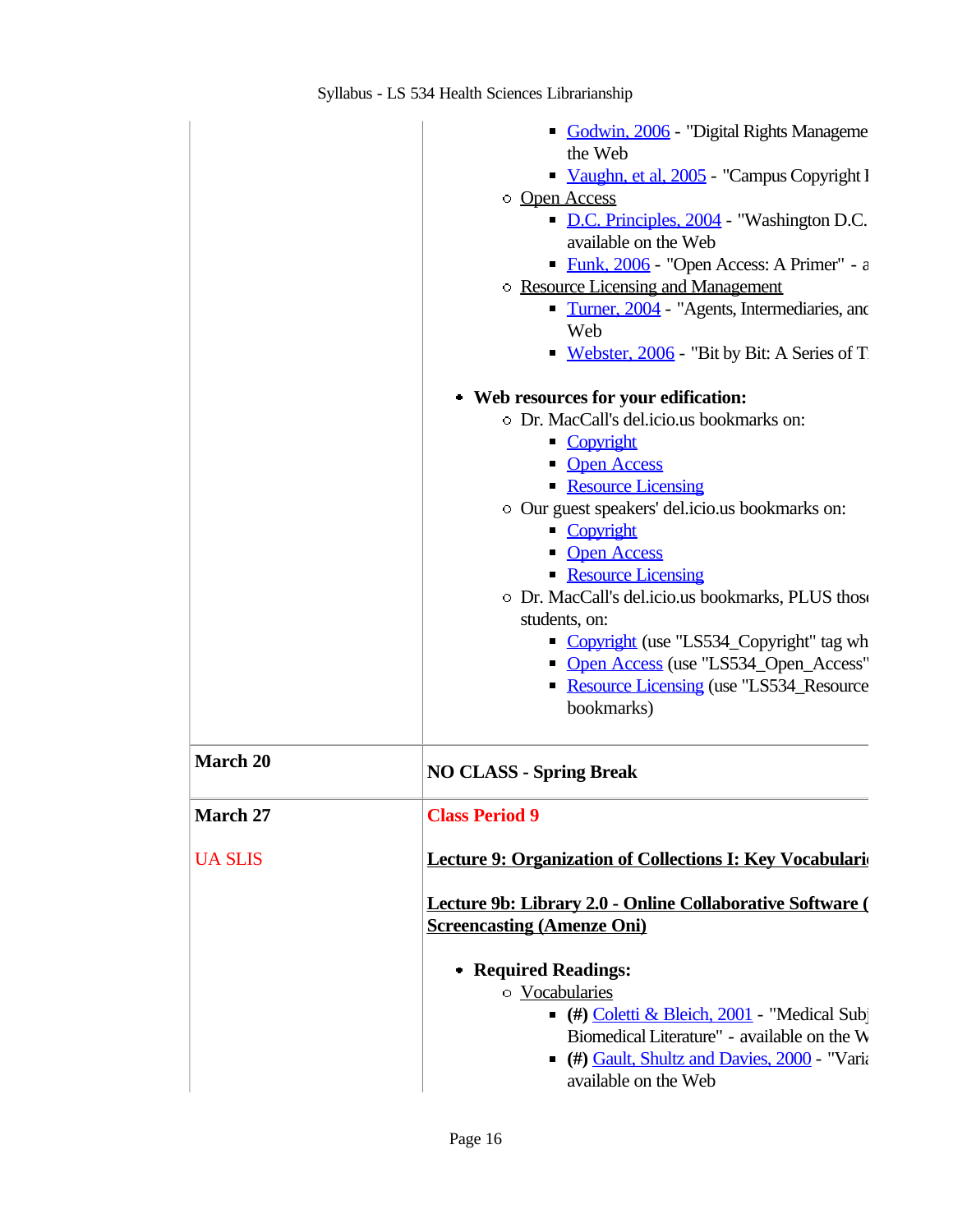| | |
|---|---|
| | - Godwin, 2006 - "Digital Rights Manageme the Web<br>- Vaughn, et al, 2005 - "Campus Copyright I<br>◦ Open Access<br>- D.C. Principles, 2004 - "Washington D.C. available on the Web<br>- Funk, 2006 - "Open Access: A Primer" - a<br>◦ Resource Licensing and Management<br>- Turner, 2004 - "Agents, Intermediaries, and Web<br>- Webster, 2006 - "Bit by Bit: A Series of T<br><br>• **Web resources for your edification:**<br>◦ Dr. MacCall's del.icio.us bookmarks on:<br>- Copyright<br>- Open Access<br>- Resource Licensing<br>◦ Our guest speakers' del.icio.us bookmarks on:<br>- Copyright<br>- Open Access<br>- Resource Licensing<br>◦ Dr. MacCall's del.icio.us bookmarks, PLUS thos students, on:<br>- Copyright (use "LS534_Copyright" tag wh<br>- Open Access (use "LS534_Open_Access"<br>- Resource Licensing (use "LS534_Resource bookmarks) |
| **March 20** | **NO CLASS - Spring Break** |
| **March 27**<br><br>UA SLIS | **Class Period 9**<br><br>**Lecture 9: Organization of Collections I: Key Vocabulari**<br><br>**Lecture 9b: Library 2.0 - Online Collaborative Software ( Screencasting (Amenze Oni)**<br><br>• **Required Readings:**<br>◦ Vocabularies<br>- **(#)** Coletti & Bleich, 2001 - "Medical Subj Biomedical Literature" - available on the W<br>- **(#)** Gault, Shultz and Davies, 2000 - "Vari available on the Web |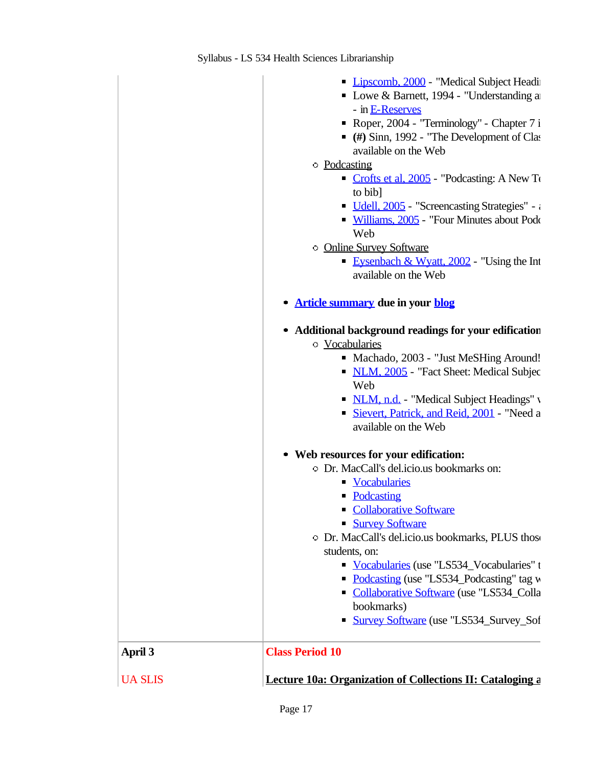| | |
|---|---|
| | - Lipscomb, 2000 - "Medical Subject Headi<br>- Lowe & Barnett, 1994 - "Understanding a<br>- in E-Reserves<br>- Roper, 2004 - "Terminology" - Chapter 7 i<br>- **(#)** Sinn, 1992 - "The Development of Clas available on the Web<br><br>◦ Podcasting<br>- Crofts et al, 2005 - "Podcasting: A New Te to bib]<br>- Udell, 2005 - "Screencasting Strategies" - a<br>- Williams, 2005 - "Four Minutes about Podc Web<br><br>◦ Online Survey Software<br>- Eysenbach & Wyatt, 2002 - "Using the Int available on the Web<br><br>• **Article summary due in your blog**<br><br>• **Additional background readings for your edification**<br>◦ Vocabularies<br>- Machado, 2003 - "Just MeSHing Around!<br>- NLM, 2005 - "Fact Sheet: Medical Subjec Web<br>- NLM, n.d. - "Medical Subject Headings" v<br>- Sievert, Patrick, and Reid, 2001 - "Need a available on the Web<br><br>• **Web resources for your edification:**<br>◦ Dr. MacCall's del.icio.us bookmarks on:<br>- Vocabularies<br>- Podcasting<br>- Collaborative Software<br>- Survey Software<br><br>◦ Dr. MacCall's del.icio.us bookmarks, PLUS thos students, on:<br>- Vocabularies (use "LS534_Vocabularies" t<br>- Podcasting (use "LS534_Podcasting" tag w<br>- Collaborative Software (use "LS534_Colla bookmarks)<br>- Survey Software (use "LS534_Survey_Sof |
| **April 3**<br><br>UA SLIS | **Class Period 10**<br><br>**Lecture 10a: Organization of Collections II: Cataloging a** |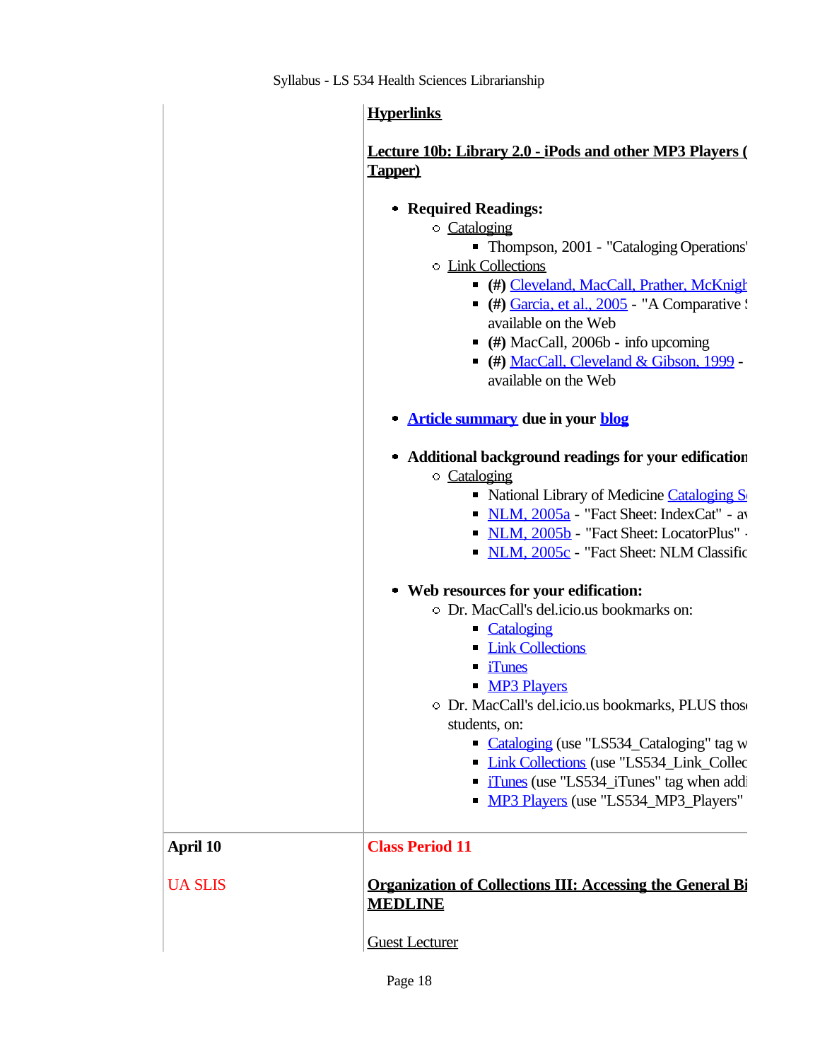| | |
|---|---|
| | **Hyperlinks**<br><br>**Lecture 10b: Library 2.0 - iPods and other MP3 Players ( Tapper)**<br><br>- **Required Readings:**<br>  - Cataloging<br>    - Thompson, 2001 - "Cataloging Operations'<br>  - Link Collections<br>    - **(#)** Cleveland, MacCall, Prather, McKnigh<br>    - **(#)** Garcia, et al., 2005 - "A Comparative S available on the Web<br>    - **(#)** MacCall, 2006b - info upcoming<br>    - **(#)** MacCall, Cleveland & Gibson, 1999 - available on the Web<br><br>- **Article summary due in your blog**<br><br>- **Additional background readings for your edification**<br>  - Cataloging<br>    - National Library of Medicine Cataloging S<br>    - NLM, 2005a - "Fact Sheet: IndexCat" - av<br>    - NLM, 2005b - "Fact Sheet: LocatorPlus" -<br>    - NLM, 2005c - "Fact Sheet: NLM Classific<br><br>- **Web resources for your edification:**<br>  - Dr. MacCall's del.icio.us bookmarks on:<br>    - Cataloging<br>    - Link Collections<br>    - iTunes<br>    - MP3 Players<br>  - Dr. MacCall's del.icio.us bookmarks, PLUS those students, on:<br>    - Cataloging (use "LS534_Cataloging" tag w<br>    - Link Collections (use "LS534_Link_Collec<br>    - iTunes (use "LS534_iTunes" tag when addi<br>    - MP3 Players (use "LS534_MP3_Players" |
| **April 10**<br><br>UA SLIS | **Class Period 11**<br><br>**Organization of Collections III: Accessing the General Bi MEDLINE**<br><br>Guest Lecturer |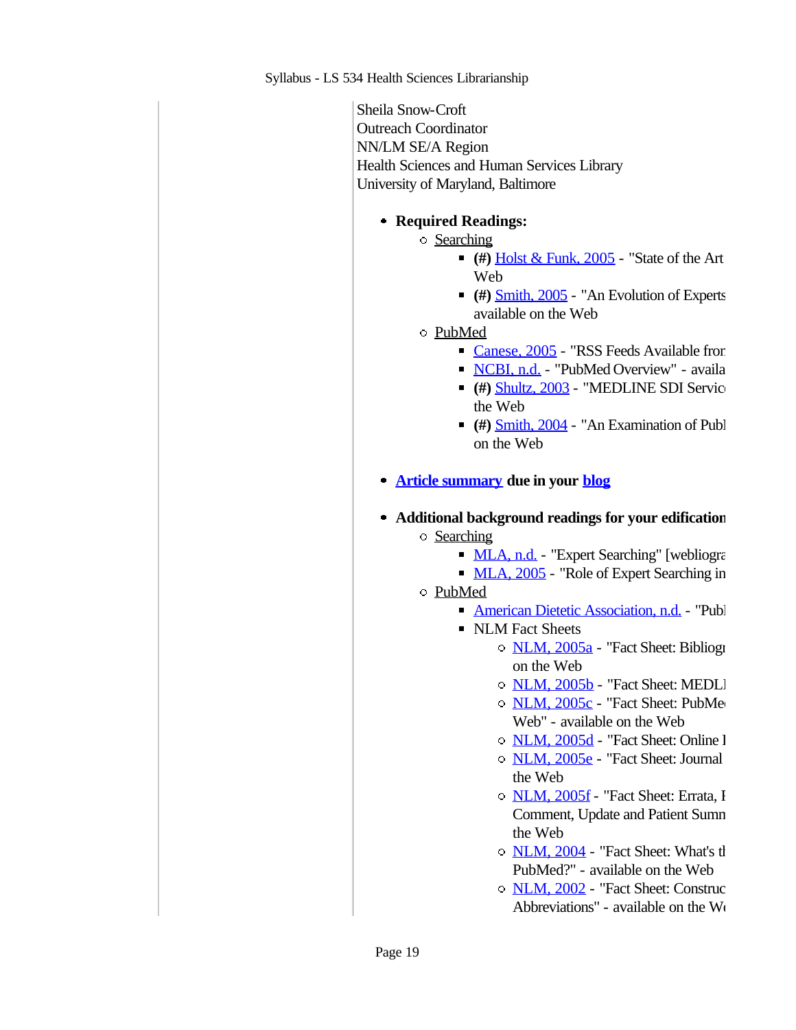Sheila Snow-Croft
Outreach Coordinator
NN/LM SE/A Region
Health Sciences and Human Services Library
University of Maryland, Baltimore

- **Required Readings:**
  - Searching
    - **(#)** Holst & Funk, 2005 - "State of the Art Web
    - **(#)** Smith, 2005 - "An Evolution of Experts available on the Web
  - PubMed
    - Canese, 2005 - "RSS Feeds Available fror
    - NCBI, n.d. - "PubMed Overview" - availa
    - **(#)** Shultz, 2003 - "MEDLINE SDI Servic the Web
    - **(#)** Smith, 2004 - "An Examination of Publ on the Web

- **Article summary due in your blog**

- **Additional background readings for your edification**
  - Searching
    - MLA, n.d. - "Expert Searching" [webliogra
    - MLA, 2005 - "Role of Expert Searching in
  - PubMed
    - American Dietetic Association, n.d. - "Publ
    - NLM Fact Sheets
      - NLM, 2005a - "Fact Sheet: Bibliogr on the Web
      - NLM, 2005b - "Fact Sheet: MEDLI
      - NLM, 2005c - "Fact Sheet: PubMe Web" - available on the Web
      - NLM, 2005d - "Fact Sheet: Online I
      - NLM, 2005e - "Fact Sheet: Journal the Web
      - NLM, 2005f - "Fact Sheet: Errata, I Comment, Update and Patient Sumn the Web
      - NLM, 2004 - "Fact Sheet: What's tl PubMed?" - available on the Web
      - NLM, 2002 - "Fact Sheet: Construc Abbreviations" - available on the W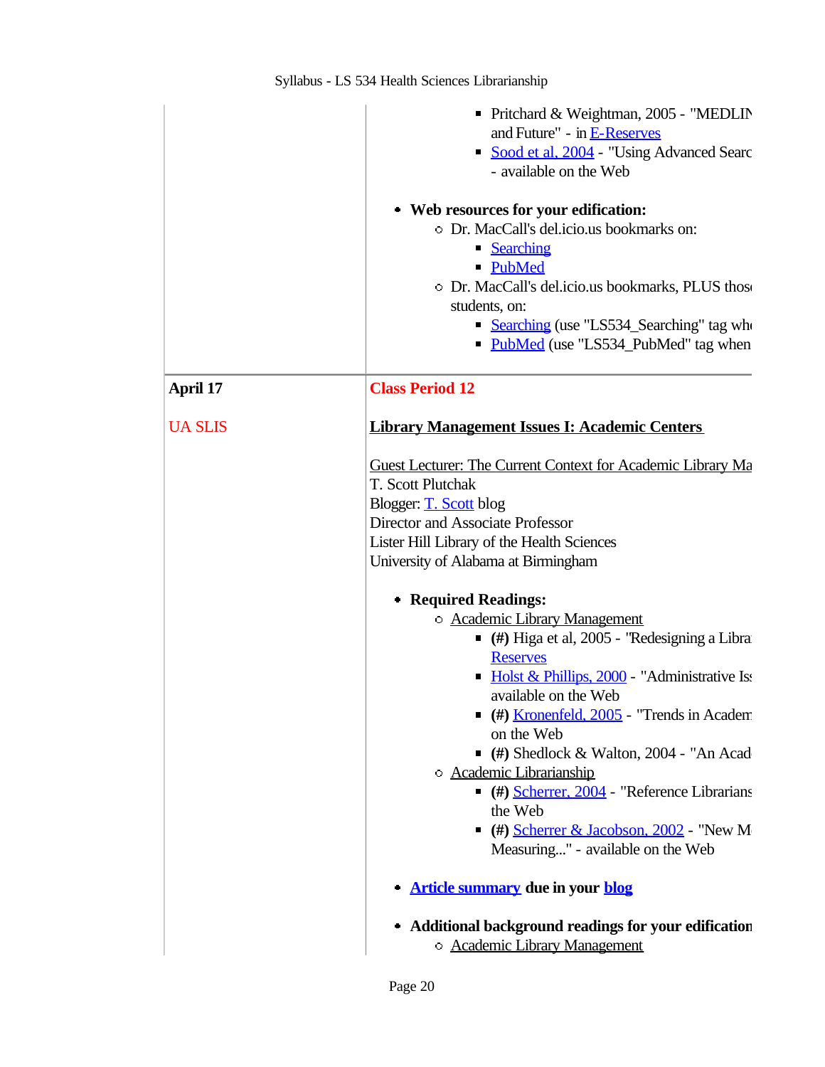| | |
|---|---|
| | - Pritchard & Weightman, 2005 - "MEDLIN and Future" - in E-Reserves<br>- Sood et al, 2004 - "Using Advanced Searc - available on the Web<br><br>- **Web resources for your edification:**<br>  - Dr. MacCall's del.icio.us bookmarks on:<br>    - Searching<br>    - PubMed<br>  - Dr. MacCall's del.icio.us bookmarks, PLUS thos students, on:<br>    - Searching (use "LS534_Searching" tag wh<br>    - PubMed (use "LS534_PubMed" tag when |
| **April 17**<br><br>UA SLIS | **Class Period 12**<br><br>**Library Management Issues I: Academic Centers**<br><br>Guest Lecturer: The Current Context for Academic Library Ma<br>T. Scott Plutchak<br>Blogger: T. Scott blog<br>Director and Associate Professor<br>Lister Hill Library of the Health Sciences<br>University of Alabama at Birmingham<br><br>- **Required Readings:**<br>  - Academic Library Management<br>    - **(#)** Higa et al, 2005 - "Redesigning a Libra Reserves<br>    - Holst & Phillips, 2000 - "Administrative Is available on the Web<br>    - **(#)** Kronenfeld, 2005 - "Trends in Academ on the Web<br>    - **(#)** Shedlock & Walton, 2004 - "An Acad<br>  - Academic Librarianship<br>    - **(#)** Scherrer, 2004 - "Reference Librarians the Web<br>    - **(#)** Scherrer & Jacobson, 2002 - "New M Measuring..." - available on the Web<br><br>- **Article summary due in your blog**<br><br>- **Additional background readings for your edification**<br>  - Academic Library Management |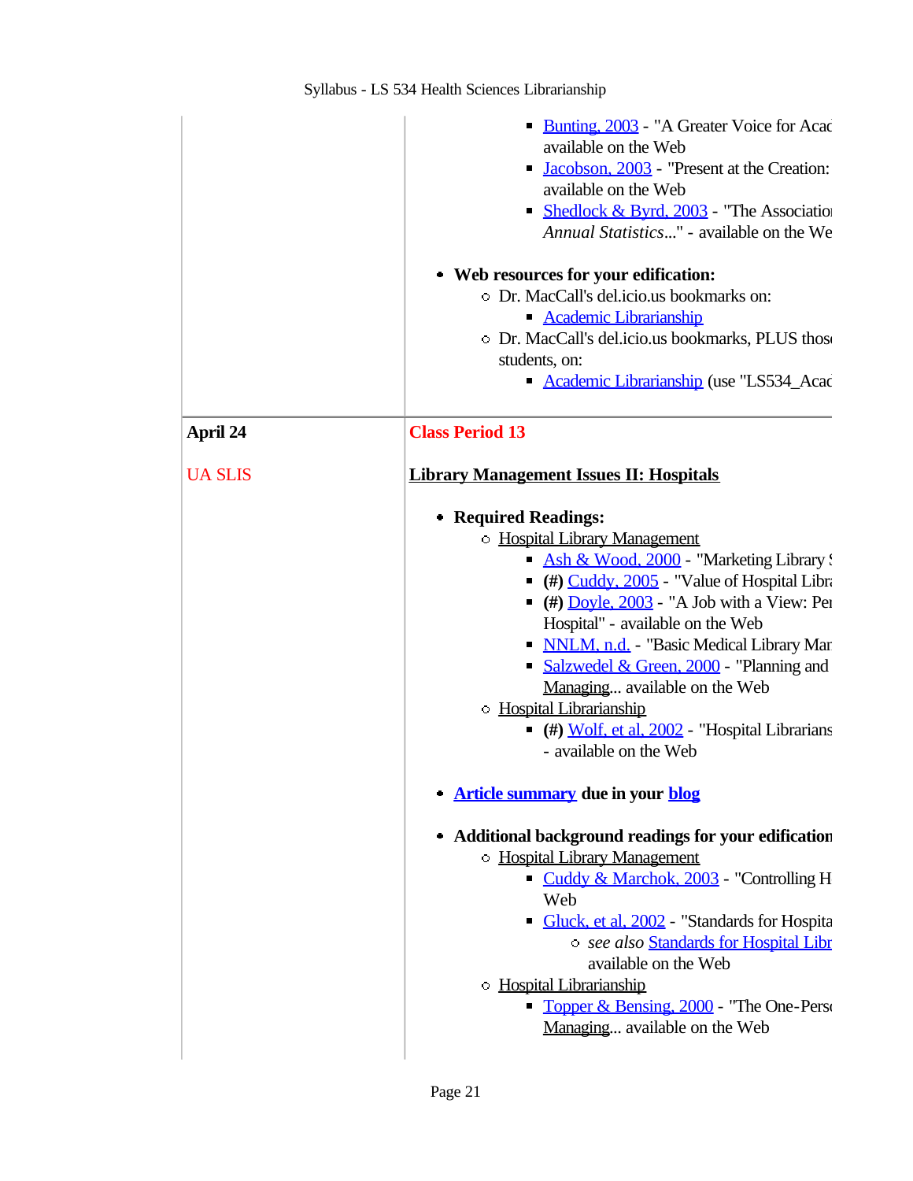| | |
|---|---|
| | - Bunting, 2003 - "A Greater Voice for Acad available on the Web<br>- Jacobson, 2003 - "Present at the Creation: available on the Web<br>- Shedlock & Byrd, 2003 - "The Associatio *Annual Statistics*..." - available on the We<br><br>- **Web resources for your edification:**<br>  - Dr. MacCall's del.icio.us bookmarks on:<br>    - Academic Librarianship<br>  - Dr. MacCall's del.icio.us bookmarks, PLUS thos students, on:<br>    - Academic Librarianship (use "LS534_Acad |
| **April 24**<br><br>UA SLIS | **Class Period 13**<br><br>**Library Management Issues II: Hospitals**<br><br>- **Required Readings:**<br>  - Hospital Library Management<br>    - Ash & Wood, 2000 - "Marketing Library<br>    - **(#)** Cuddy, 2005 - "Value of Hospital Libr<br>    - **(#)** Doyle, 2003 - "A Job with a View: Pe Hospital" - available on the Web<br>    - NNLM, n.d. - "Basic Medical Library Mar<br>    - Salzwedel & Green, 2000 - "Planning and Managing... available on the Web<br>  - Hospital Librarianship<br>    - **(#)** Wolf, et al, 2002 - "Hospital Librarians - available on the Web<br><br>- **Article summary due in your blog**<br><br>- **Additional background readings for your edification**<br>  - Hospital Library Management<br>    - Cuddy & Marchok, 2003 - "Controlling H Web<br>    - Gluck, et al, 2002 - "Standards for Hospita<br>      - *see also* Standards for Hospital Libr available on the Web<br>  - Hospital Librarianship<br>    - Topper & Bensing, 2000 - "The One-Pers Managing... available on the Web |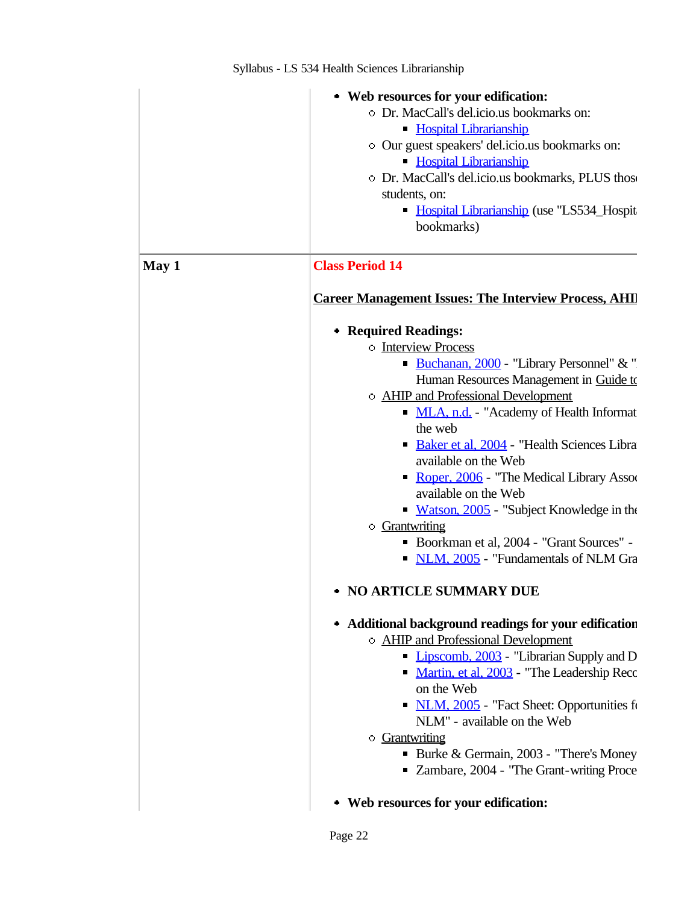| | |
|---|---|
| | - **Web resources for your edification:**<br>  - Dr. MacCall's del.icio.us bookmarks on:<br>    - Hospital Librarianship<br>  - Our guest speakers' del.icio.us bookmarks on:<br>    - Hospital Librarianship<br>  - Dr. MacCall's del.icio.us bookmarks, PLUS thos students, on:<br>    - Hospital Librarianship (use "LS534_Hospit bookmarks) |
| **May 1** | **Class Period 14**<br><br>**Career Management Issues: The Interview Process, AHI**<br><br>- **Required Readings:**<br>  - Interview Process<br>    - Buchanan, 2000 - "Library Personnel" & " Human Resources Management in Guide to<br>  - AHIP and Professional Development<br>    - MLA, n.d. - "Academy of Health Informat the web<br>    - Baker et al, 2004 - "Health Sciences Libra available on the Web<br>    - Roper, 2006 - "The Medical Library Asso available on the Web<br>    - Watson, 2005 - "Subject Knowledge in the<br>  - Grantwriting<br>    - Boorkman et al, 2004 - "Grant Sources" -<br>    - NLM, 2005 - "Fundamentals of NLM Gra<br><br>- **NO ARTICLE SUMMARY DUE**<br><br>- **Additional background readings for your edification**<br>  - AHIP and Professional Development<br>    - Lipscomb, 2003 - "Librarian Supply and D<br>    - Martin, et al, 2003 - "The Leadership Reco on the Web<br>    - NLM, 2005 - "Fact Sheet: Opportunities fo NLM" - available on the Web<br>  - Grantwriting<br>    - Burke & Germain, 2003 - "There's Money<br>    - Zambare, 2004 - "The Grant-writing Proce<br><br>- **Web resources for your edification:** |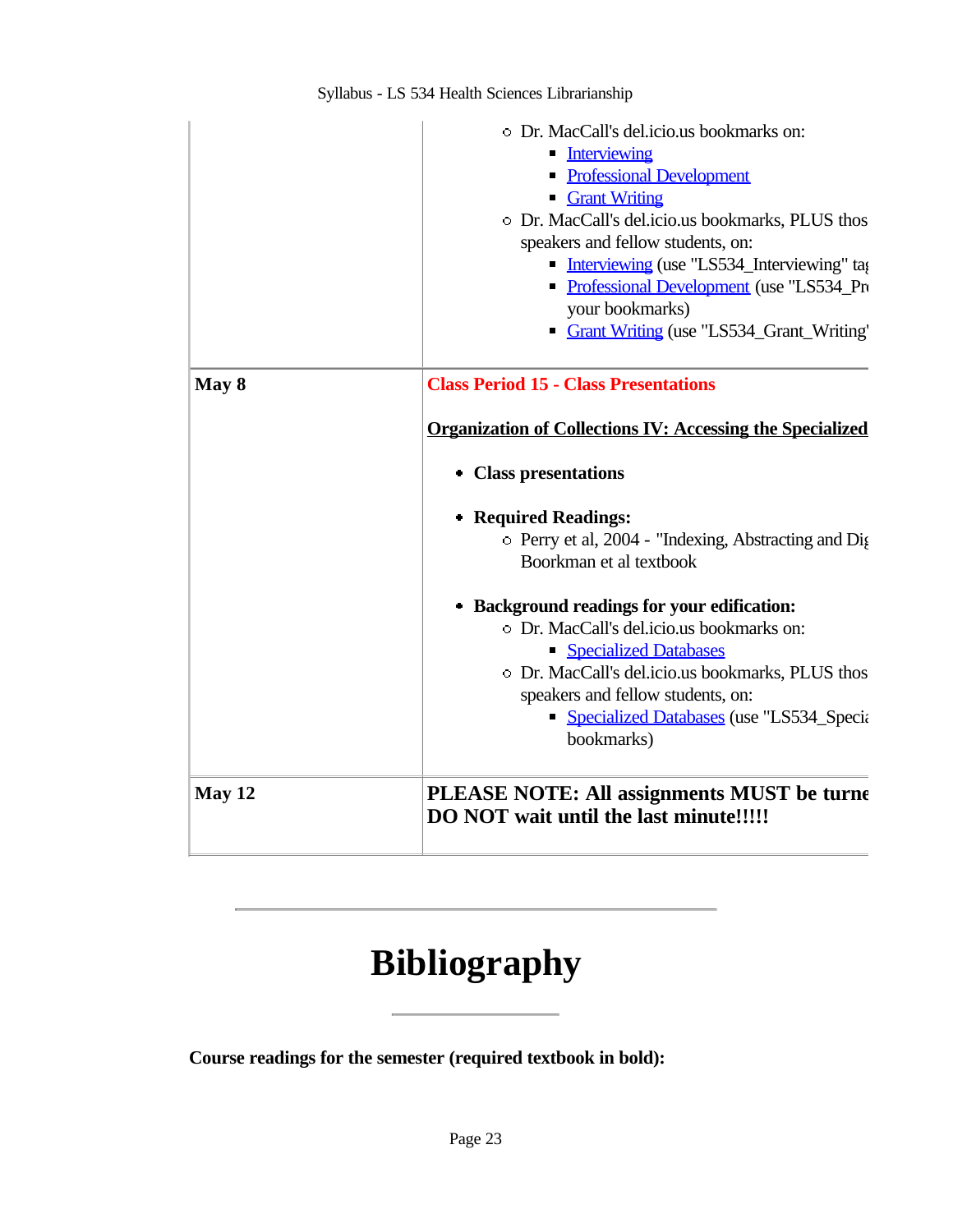| | |
|---|---|
| | ◦ Dr. MacCall's del.icio.us bookmarks on:<br>▪ Interviewing<br>▪ Professional Development<br>▪ Grant Writing<br>◦ Dr. MacCall's del.icio.us bookmarks, PLUS thos speakers and fellow students, on:<br>▪ Interviewing (use "LS534_Interviewing" ta<br>▪ Professional Development (use "LS534_Pr your bookmarks)<br>▪ Grant Writing (use "LS534_Grant_Writing' |
| **May 8** | **Class Period 15 - Class Presentations**<br><br>**Organization of Collections IV: Accessing the Specialized**<br><br>• **Class presentations**<br><br>• **Required Readings:**<br>◦ Perry et al, 2004 - "Indexing, Abstracting and Di Boorkman et al textbook<br><br>• **Background readings for your edification:**<br>◦ Dr. MacCall's del.icio.us bookmarks on:<br>▪ Specialized Databases<br>◦ Dr. MacCall's del.icio.us bookmarks, PLUS thos speakers and fellow students, on:<br>▪ Specialized Databases (use "LS534_Speci bookmarks) |
| **May 12** | **PLEASE NOTE: All assignments MUST be turne DO NOT wait until the last minute!!!!!** |

---

# Bibliography

---

**Course readings for the semester (required textbook in bold):**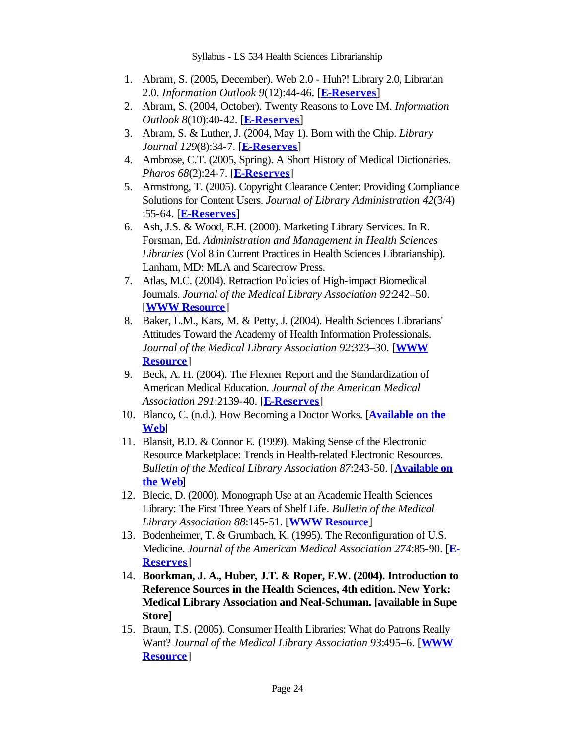1. Abram, S. (2005, December). Web 2.0 - Huh?! Library 2.0, Librarian 2.0. *Information Outlook 9*(12):44-46. [**E-Reserves**]
2. Abram, S. (2004, October). Twenty Reasons to Love IM. *Information Outlook 8*(10):40-42. [**E-Reserves**]
3. Abram, S. & Luther, J. (2004, May 1). Born with the Chip. *Library Journal 129*(8):34-7. [**E-Reserves**]
4. Ambrose, C.T. (2005, Spring). A Short History of Medical Dictionaries. *Pharos 68*(2):24-7. [**E-Reserves**]
5. Armstrong, T. (2005). Copyright Clearance Center: Providing Compliance Solutions for Content Users. *Journal of Library Administration 42*(3/4) :55-64. [**E-Reserves**]
6. Ash, J.S. & Wood, E.H. (2000). Marketing Library Services. In R. Forsman, Ed. *Administration and Management in Health Sciences Libraries* (Vol 8 in Current Practices in Health Sciences Librarianship). Lanham, MD: MLA and Scarecrow Press.
7. Atlas, M.C. (2004). Retraction Policies of High-impact Biomedical Journals. *Journal of the Medical Library Association 92*:242–50. [**WWW Resource**]
8. Baker, L.M., Kars, M. & Petty, J. (2004). Health Sciences Librarians' Attitudes Toward the Academy of Health Information Professionals. *Journal of the Medical Library Association 92*:323–30. [**WWW Resource**]
9. Beck, A. H. (2004). The Flexner Report and the Standardization of American Medical Education. *Journal of the American Medical Association 291*:2139-40. [**E-Reserves**]
10. Blanco, C. (n.d.). How Becoming a Doctor Works. [**Available on the Web**]
11. Blansit, B.D. & Connor E. (1999). Making Sense of the Electronic Resource Marketplace: Trends in Health-related Electronic Resources. *Bulletin of the Medical Library Association 87*:243-50. [**Available on the Web**]
12. Blecic, D. (2000). Monograph Use at an Academic Health Sciences Library: The First Three Years of Shelf Life. *Bulletin of the Medical Library Association 88*:145-51. [**WWW Resource**]
13. Bodenheimer, T. & Grumbach, K. (1995). The Reconfiguration of U.S. Medicine. *Journal of the American Medical Association 274*:85-90. [**E-Reserves**]
14. **Boorkman, J. A., Huber, J.T. & Roper, F.W. (2004). Introduction to Reference Sources in the Health Sciences, 4th edition. New York: Medical Library Association and Neal-Schuman. [available in Supe Store]**
15. Braun, T.S. (2005). Consumer Health Libraries: What do Patrons Really Want? *Journal of the Medical Library Association 93*:495–6. [**WWW Resource**]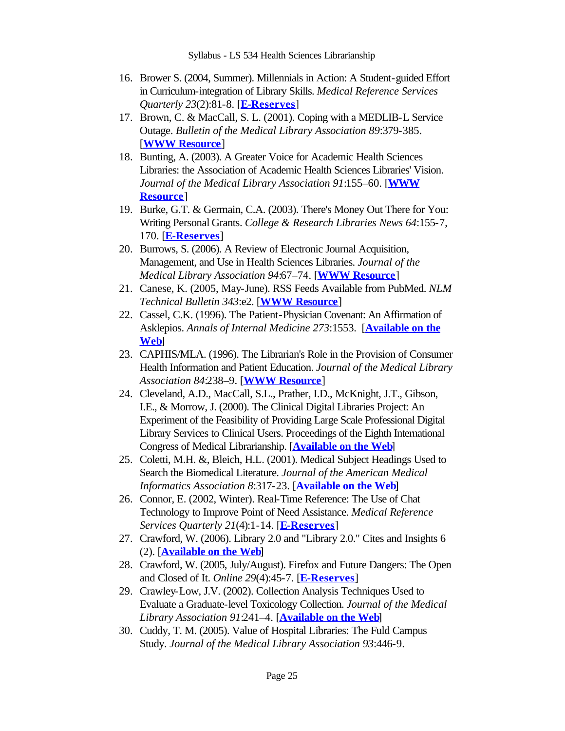16. Brower S. (2004, Summer). Millennials in Action: A Student-guided Effort in Curriculum-integration of Library Skills. *Medical Reference Services Quarterly 23*(2):81-8. [**E-Reserves**]
17. Brown, C. & MacCall, S. L. (2001). Coping with a MEDLIB-L Service Outage. *Bulletin of the Medical Library Association 89*:379-385. [**WWW Resource**]
18. Bunting, A. (2003). A Greater Voice for Academic Health Sciences Libraries: the Association of Academic Health Sciences Libraries' Vision. *Journal of the Medical Library Association 91*:155–60. [**WWW Resource**]
19. Burke, G.T. & Germain, C.A. (2003). There's Money Out There for You: Writing Personal Grants. *College & Research Libraries News 64*:155-7, 170. [**E-Reserves**]
20. Burrows, S. (2006). A Review of Electronic Journal Acquisition, Management, and Use in Health Sciences Libraries. *Journal of the Medical Library Association 94*:67–74. [**WWW Resource**]
21. Canese, K. (2005, May-June). RSS Feeds Available from PubMed. *NLM Technical Bulletin 343*:e2. [**WWW Resource**]
22. Cassel, C.K. (1996). The Patient-Physician Covenant: An Affirmation of Asklepios. *Annals of Internal Medicine 273*:1553. [**Available on the Web**]
23. CAPHIS/MLA. (1996). The Librarian's Role in the Provision of Consumer Health Information and Patient Education. *Journal of the Medical Library Association 84*:238–9. [**WWW Resource**]
24. Cleveland, A.D., MacCall, S.L., Prather, I.D., McKnight, J.T., Gibson, I.E., & Morrow, J. (2000). The Clinical Digital Libraries Project: An Experiment of the Feasibility of Providing Large Scale Professional Digital Library Services to Clinical Users. Proceedings of the Eighth International Congress of Medical Librarianship. [**Available on the Web**]
25. Coletti, M.H. &, Bleich, H.L. (2001). Medical Subject Headings Used to Search the Biomedical Literature. *Journal of the American Medical Informatics Association 8*:317-23. [**Available on the Web**]
26. Connor, E. (2002, Winter). Real-Time Reference: The Use of Chat Technology to Improve Point of Need Assistance. *Medical Reference Services Quarterly 21*(4):1-14. [**E-Reserves**]
27. Crawford, W. (2006). Library 2.0 and "Library 2.0." Cites and Insights 6 (2). [**Available on the Web**]
28. Crawford, W. (2005, July/August). Firefox and Future Dangers: The Open and Closed of It. *Online 29*(4):45-7. [**E-Reserves**]
29. Crawley-Low, J.V. (2002). Collection Analysis Techniques Used to Evaluate a Graduate-level Toxicology Collection. *Journal of the Medical Library Association 91*:241–4. [**Available on the Web**]
30. Cuddy, T. M. (2005). Value of Hospital Libraries: The Fuld Campus Study. *Journal of the Medical Library Association 93*:446-9.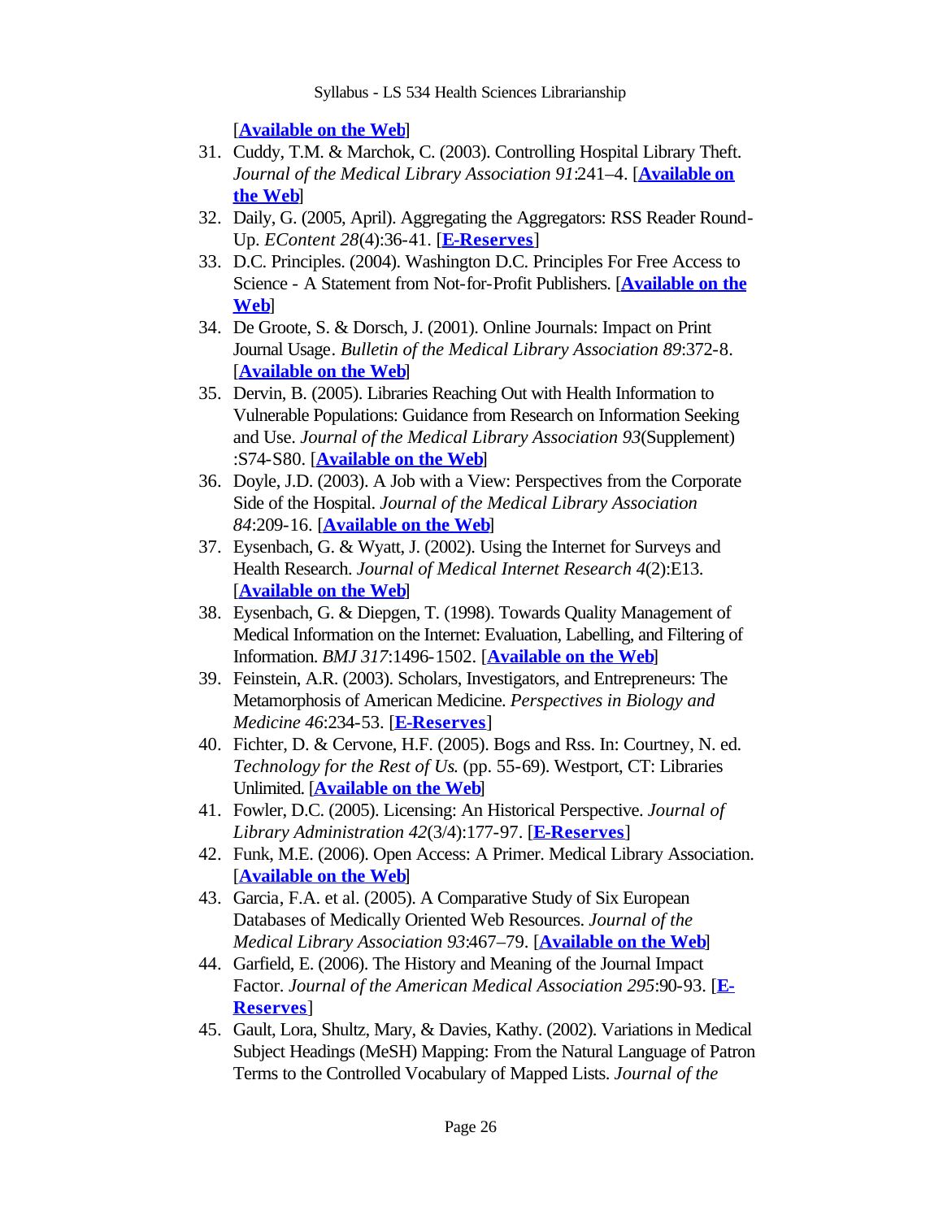[**Available on the Web**]

31. Cuddy, T.M. & Marchok, C. (2003). Controlling Hospital Library Theft. *Journal of the Medical Library Association 91*:241–4. [**Available on the Web**]
32. Daily, G. (2005, April). Aggregating the Aggregators: RSS Reader Round-Up. *EContent 28*(4):36-41. [**E-Reserves**]
33. D.C. Principles. (2004). Washington D.C. Principles For Free Access to Science - A Statement from Not-for-Profit Publishers. [**Available on the Web**]
34. De Groote, S. & Dorsch, J. (2001). Online Journals: Impact on Print Journal Usage. *Bulletin of the Medical Library Association 89*:372-8. [**Available on the Web**]
35. Dervin, B. (2005). Libraries Reaching Out with Health Information to Vulnerable Populations: Guidance from Research on Information Seeking and Use. *Journal of the Medical Library Association 93*(Supplement):S74-S80. [**Available on the Web**]
36. Doyle, J.D. (2003). A Job with a View: Perspectives from the Corporate Side of the Hospital. *Journal of the Medical Library Association 84*:209-16. [**Available on the Web**]
37. Eysenbach, G. & Wyatt, J. (2002). Using the Internet for Surveys and Health Research. *Journal of Medical Internet Research 4*(2):E13. [**Available on the Web**]
38. Eysenbach, G. & Diepgen, T. (1998). Towards Quality Management of Medical Information on the Internet: Evaluation, Labelling, and Filtering of Information. *BMJ 317*:1496-1502. [**Available on the Web**]
39. Feinstein, A.R. (2003). Scholars, Investigators, and Entrepreneurs: The Metamorphosis of American Medicine. *Perspectives in Biology and Medicine 46*:234-53. [**E-Reserves**]
40. Fichter, D. & Cervone, H.F. (2005). Bogs and Rss. In: Courtney, N. ed. *Technology for the Rest of Us.* (pp. 55-69). Westport, CT: Libraries Unlimited. [**Available on the Web**]
41. Fowler, D.C. (2005). Licensing: An Historical Perspective. *Journal of Library Administration 42*(3/4):177-97. [**E-Reserves**]
42. Funk, M.E. (2006). Open Access: A Primer. Medical Library Association. [**Available on the Web**]
43. Garcia, F.A. et al. (2005). A Comparative Study of Six European Databases of Medically Oriented Web Resources. *Journal of the Medical Library Association 93*:467–79. [**Available on the Web**]
44. Garfield, E. (2006). The History and Meaning of the Journal Impact Factor. *Journal of the American Medical Association 295*:90-93. [**E-Reserves**]
45. Gault, Lora, Shultz, Mary, & Davies, Kathy. (2002). Variations in Medical Subject Headings (MeSH) Mapping: From the Natural Language of Patron Terms to the Controlled Vocabulary of Mapped Lists. *Journal of the*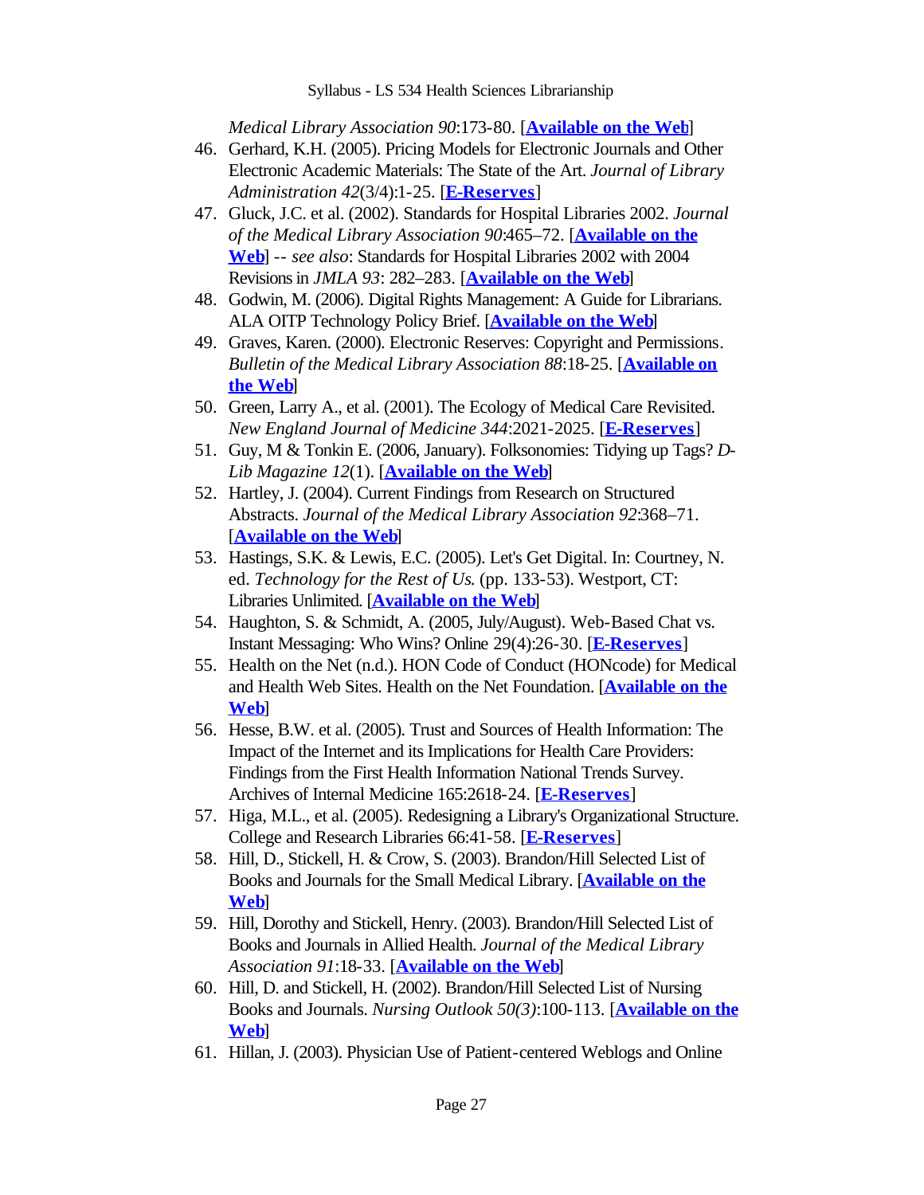*Medical Library Association 90*:173-80. [**Available on the Web**]

46. Gerhard, K.H. (2005). Pricing Models for Electronic Journals and Other Electronic Academic Materials: The State of the Art. *Journal of Library Administration 42*(3/4):1-25. [**E-Reserves**]
47. Gluck, J.C. et al. (2002). Standards for Hospital Libraries 2002. *Journal of the Medical Library Association 90*:465–72. [**Available on the Web**] -- *see also*: Standards for Hospital Libraries 2002 with 2004 Revisions in *JMLA 93*: 282–283. [**Available on the Web**]
48. Godwin, M. (2006). Digital Rights Management: A Guide for Librarians. ALA OITP Technology Policy Brief. [**Available on the Web**]
49. Graves, Karen. (2000). Electronic Reserves: Copyright and Permissions. *Bulletin of the Medical Library Association 88*:18-25. [**Available on the Web**]
50. Green, Larry A., et al. (2001). The Ecology of Medical Care Revisited. *New England Journal of Medicine 344*:2021-2025. [**E-Reserves**]
51. Guy, M & Tonkin E. (2006, January). Folksonomies: Tidying up Tags? *D-Lib Magazine 12*(1). [**Available on the Web**]
52. Hartley, J. (2004). Current Findings from Research on Structured Abstracts. *Journal of the Medical Library Association 92*:368–71. [**Available on the Web**]
53. Hastings, S.K. & Lewis, E.C. (2005). Let's Get Digital. In: Courtney, N. ed. *Technology for the Rest of Us*. (pp. 133-53). Westport, CT: Libraries Unlimited. [**Available on the Web**]
54. Haughton, S. & Schmidt, A. (2005, July/August). Web-Based Chat vs. Instant Messaging: Who Wins? Online 29(4):26-30. [**E-Reserves**]
55. Health on the Net (n.d.). HON Code of Conduct (HONcode) for Medical and Health Web Sites. Health on the Net Foundation. [**Available on the Web**]
56. Hesse, B.W. et al. (2005). Trust and Sources of Health Information: The Impact of the Internet and its Implications for Health Care Providers: Findings from the First Health Information National Trends Survey. Archives of Internal Medicine 165:2618-24. [**E-Reserves**]
57. Higa, M.L., et al. (2005). Redesigning a Library's Organizational Structure. College and Research Libraries 66:41-58. [**E-Reserves**]
58. Hill, D., Stickell, H. & Crow, S. (2003). Brandon/Hill Selected List of Books and Journals for the Small Medical Library. [**Available on the Web**]
59. Hill, Dorothy and Stickell, Henry. (2003). Brandon/Hill Selected List of Books and Journals in Allied Health. *Journal of the Medical Library Association 91*:18-33. [**Available on the Web**]
60. Hill, D. and Stickell, H. (2002). Brandon/Hill Selected List of Nursing Books and Journals. *Nursing Outlook 50(3)*:100-113. [**Available on the Web**]
61. Hillan, J. (2003). Physician Use of Patient-centered Weblogs and Online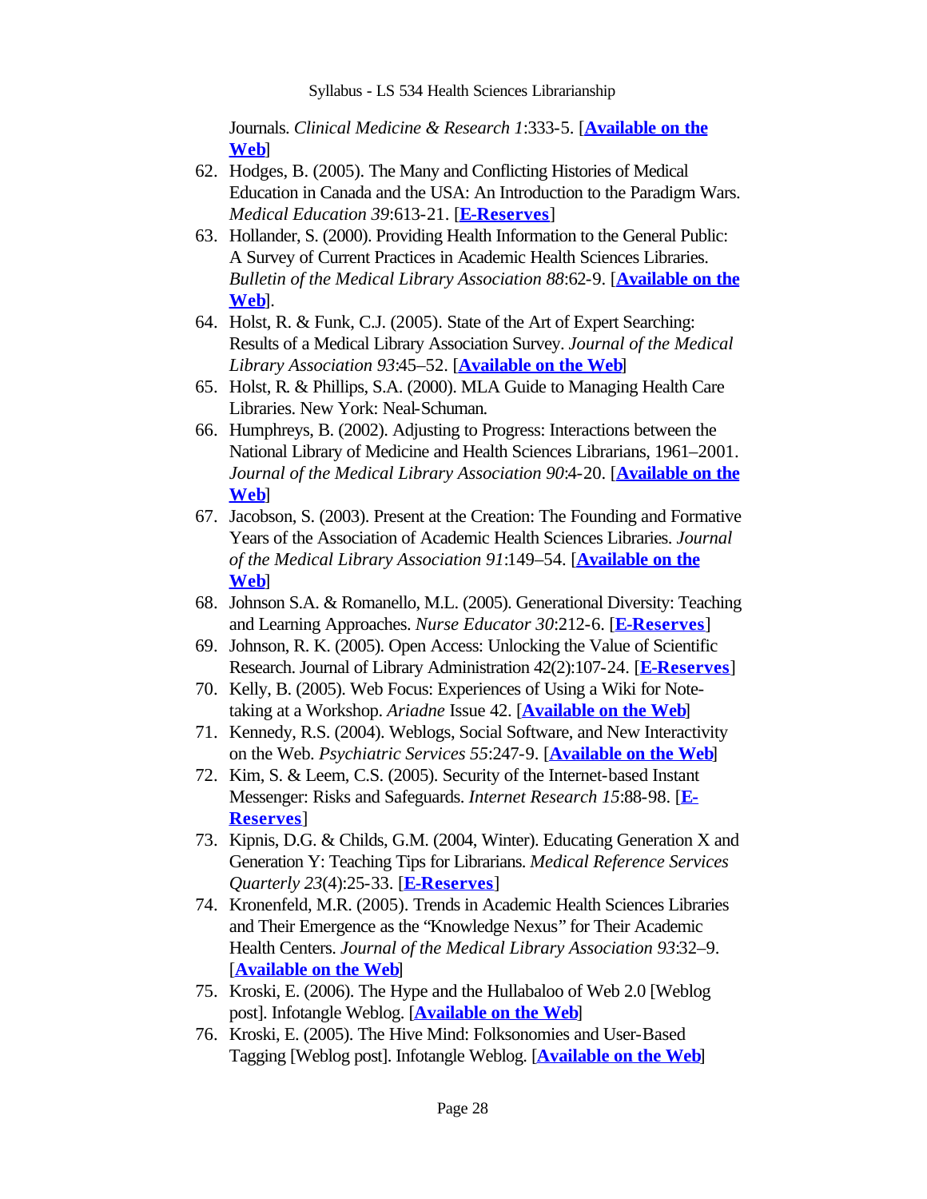Journals. *Clinical Medicine & Research 1*:333-5. [**Available on the Web**]

62. Hodges, B. (2005). The Many and Conflicting Histories of Medical Education in Canada and the USA: An Introduction to the Paradigm Wars. *Medical Education 39*:613-21. [**E-Reserves**]
63. Hollander, S. (2000). Providing Health Information to the General Public: A Survey of Current Practices in Academic Health Sciences Libraries. *Bulletin of the Medical Library Association 88*:62-9. [**Available on the Web**].
64. Holst, R. & Funk, C.J. (2005). State of the Art of Expert Searching: Results of a Medical Library Association Survey. *Journal of the Medical Library Association 93*:45–52. [**Available on the Web**]
65. Holst, R. & Phillips, S.A. (2000). MLA Guide to Managing Health Care Libraries. New York: Neal-Schuman.
66. Humphreys, B. (2002). Adjusting to Progress: Interactions between the National Library of Medicine and Health Sciences Librarians, 1961–2001. *Journal of the Medical Library Association 90*:4-20. [**Available on the Web**]
67. Jacobson, S. (2003). Present at the Creation: The Founding and Formative Years of the Association of Academic Health Sciences Libraries. *Journal of the Medical Library Association 91*:149–54. [**Available on the Web**]
68. Johnson S.A. & Romanello, M.L. (2005). Generational Diversity: Teaching and Learning Approaches. *Nurse Educator 30*:212-6. [**E-Reserves**]
69. Johnson, R. K. (2005). Open Access: Unlocking the Value of Scientific Research. Journal of Library Administration 42(2):107-24. [**E-Reserves**]
70. Kelly, B. (2005). Web Focus: Experiences of Using a Wiki for Note-taking at a Workshop. *Ariadne* Issue 42. [**Available on the Web**]
71. Kennedy, R.S. (2004). Weblogs, Social Software, and New Interactivity on the Web. *Psychiatric Services 55*:247-9. [**Available on the Web**]
72. Kim, S. & Leem, C.S. (2005). Security of the Internet-based Instant Messenger: Risks and Safeguards. *Internet Research 15*:88-98. [**E-Reserves**]
73. Kipnis, D.G. & Childs, G.M. (2004, Winter). Educating Generation X and Generation Y: Teaching Tips for Librarians. *Medical Reference Services Quarterly 23*(4):25-33. [**E-Reserves**]
74. Kronenfeld, M.R. (2005). Trends in Academic Health Sciences Libraries and Their Emergence as the "Knowledge Nexus" for Their Academic Health Centers. *Journal of the Medical Library Association 93*:32–9. [**Available on the Web**]
75. Kroski, E. (2006). The Hype and the Hullabaloo of Web 2.0 [Weblog post]. Infotangle Weblog. [**Available on the Web**]
76. Kroski, E. (2005). The Hive Mind: Folksonomies and User-Based Tagging [Weblog post]. Infotangle Weblog. [**Available on the Web**]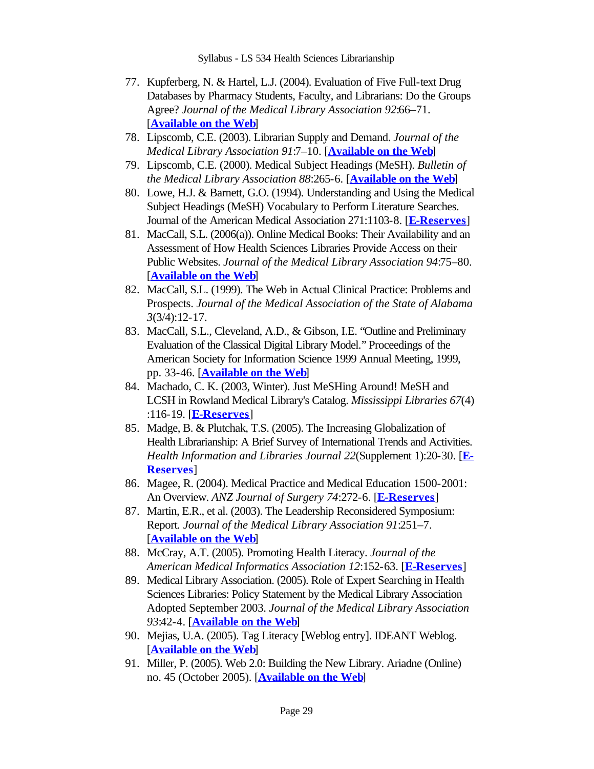77. Kupferberg, N. & Hartel, L.J. (2004). Evaluation of Five Full-text Drug Databases by Pharmacy Students, Faculty, and Librarians: Do the Groups Agree? *Journal of the Medical Library Association 92*:66–71. [**Available on the Web**]
78. Lipscomb, C.E. (2003). Librarian Supply and Demand. *Journal of the Medical Library Association 91*:7–10. [**Available on the Web**]
79. Lipscomb, C.E. (2000). Medical Subject Headings (MeSH). *Bulletin of the Medical Library Association 88*:265-6. [**Available on the Web**]
80. Lowe, H.J. & Barnett, G.O. (1994). Understanding and Using the Medical Subject Headings (MeSH) Vocabulary to Perform Literature Searches. Journal of the American Medical Association 271:1103-8. [**E-Reserves**]
81. MacCall, S.L. (2006(a)). Online Medical Books: Their Availability and an Assessment of How Health Sciences Libraries Provide Access on their Public Websites. *Journal of the Medical Library Association 94*:75–80. [**Available on the Web**]
82. MacCall, S.L. (1999). The Web in Actual Clinical Practice: Problems and Prospects. *Journal of the Medical Association of the State of Alabama 3*(3/4):12-17.
83. MacCall, S.L., Cleveland, A.D., & Gibson, I.E. "Outline and Preliminary Evaluation of the Classical Digital Library Model." Proceedings of the American Society for Information Science 1999 Annual Meeting, 1999, pp. 33-46. [**Available on the Web**]
84. Machado, C. K. (2003, Winter). Just MeSHing Around! MeSH and LCSH in Rowland Medical Library's Catalog. *Mississippi Libraries 67*(4) :116-19. [**E-Reserves**]
85. Madge, B. & Plutchak, T.S. (2005). The Increasing Globalization of Health Librarianship: A Brief Survey of International Trends and Activities. *Health Information and Libraries Journal 22*(Supplement 1):20-30. [**E-Reserves**]
86. Magee, R. (2004). Medical Practice and Medical Education 1500-2001: An Overview. *ANZ Journal of Surgery 74*:272-6. [**E-Reserves**]
87. Martin, E.R., et al. (2003). The Leadership Reconsidered Symposium: Report. *Journal of the Medical Library Association 91*:251–7. [**Available on the Web**]
88. McCray, A.T. (2005). Promoting Health Literacy. *Journal of the American Medical Informatics Association 12*:152-63. [**E-Reserves**]
89. Medical Library Association. (2005). Role of Expert Searching in Health Sciences Libraries: Policy Statement by the Medical Library Association Adopted September 2003. *Journal of the Medical Library Association 93*:42-4. [**Available on the Web**]
90. Mejias, U.A. (2005). Tag Literacy [Weblog entry]. IDEANT Weblog. [**Available on the Web**]
91. Miller, P. (2005). Web 2.0: Building the New Library. Ariadne (Online) no. 45 (October 2005). [**Available on the Web**]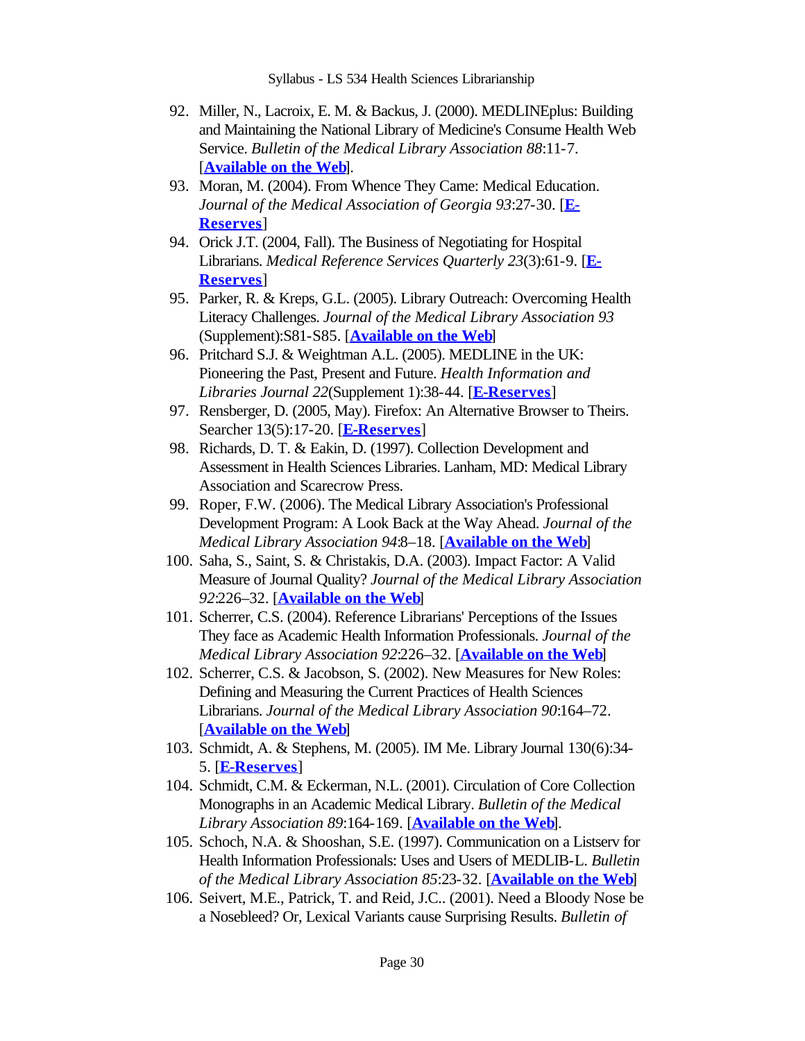92. Miller, N., Lacroix, E. M. & Backus, J. (2000). MEDLINEplus: Building and Maintaining the National Library of Medicine's Consume Health Web Service. *Bulletin of the Medical Library Association 88*:11-7. [**Available on the Web**].
93. Moran, M. (2004). From Whence They Came: Medical Education. *Journal of the Medical Association of Georgia 93*:27-30. [**E-Reserves**]
94. Orick J.T. (2004, Fall). The Business of Negotiating for Hospital Librarians. *Medical Reference Services Quarterly 23*(3):61-9. [**E-Reserves**]
95. Parker, R. & Kreps, G.L. (2005). Library Outreach: Overcoming Health Literacy Challenges. *Journal of the Medical Library Association 93* (Supplement):S81-S85. [**Available on the Web**]
96. Pritchard S.J. & Weightman A.L. (2005). MEDLINE in the UK: Pioneering the Past, Present and Future. *Health Information and Libraries Journal 22*(Supplement 1):38-44. [**E-Reserves**]
97. Rensberger, D. (2005, May). Firefox: An Alternative Browser to Theirs. Searcher 13(5):17-20. [**E-Reserves**]
98. Richards, D. T. & Eakin, D. (1997). Collection Development and Assessment in Health Sciences Libraries. Lanham, MD: Medical Library Association and Scarecrow Press.
99. Roper, F.W. (2006). The Medical Library Association's Professional Development Program: A Look Back at the Way Ahead. *Journal of the Medical Library Association 94*:8–18. [**Available on the Web**]
100. Saha, S., Saint, S. & Christakis, D.A. (2003). Impact Factor: A Valid Measure of Journal Quality? *Journal of the Medical Library Association 92*:226–32. [**Available on the Web**]
101. Scherrer, C.S. (2004). Reference Librarians' Perceptions of the Issues They face as Academic Health Information Professionals. *Journal of the Medical Library Association 92*:226–32. [**Available on the Web**]
102. Scherrer, C.S. & Jacobson, S. (2002). New Measures for New Roles: Defining and Measuring the Current Practices of Health Sciences Librarians. *Journal of the Medical Library Association 90*:164–72. [**Available on the Web**]
103. Schmidt, A. & Stephens, M. (2005). IM Me. Library Journal 130(6):34-5. [**E-Reserves**]
104. Schmidt, C.M. & Eckerman, N.L. (2001). Circulation of Core Collection Monographs in an Academic Medical Library. *Bulletin of the Medical Library Association 89*:164-169. [**Available on the Web**].
105. Schoch, N.A. & Shooshan, S.E. (1997). Communication on a Listserv for Health Information Professionals: Uses and Users of MEDLIB-L. *Bulletin of the Medical Library Association 85*:23-32. [**Available on the Web**]
106. Seivert, M.E., Patrick, T. and Reid, J.C.. (2001). Need a Bloody Nose be a Nosebleed? Or, Lexical Variants cause Surprising Results. *Bulletin of*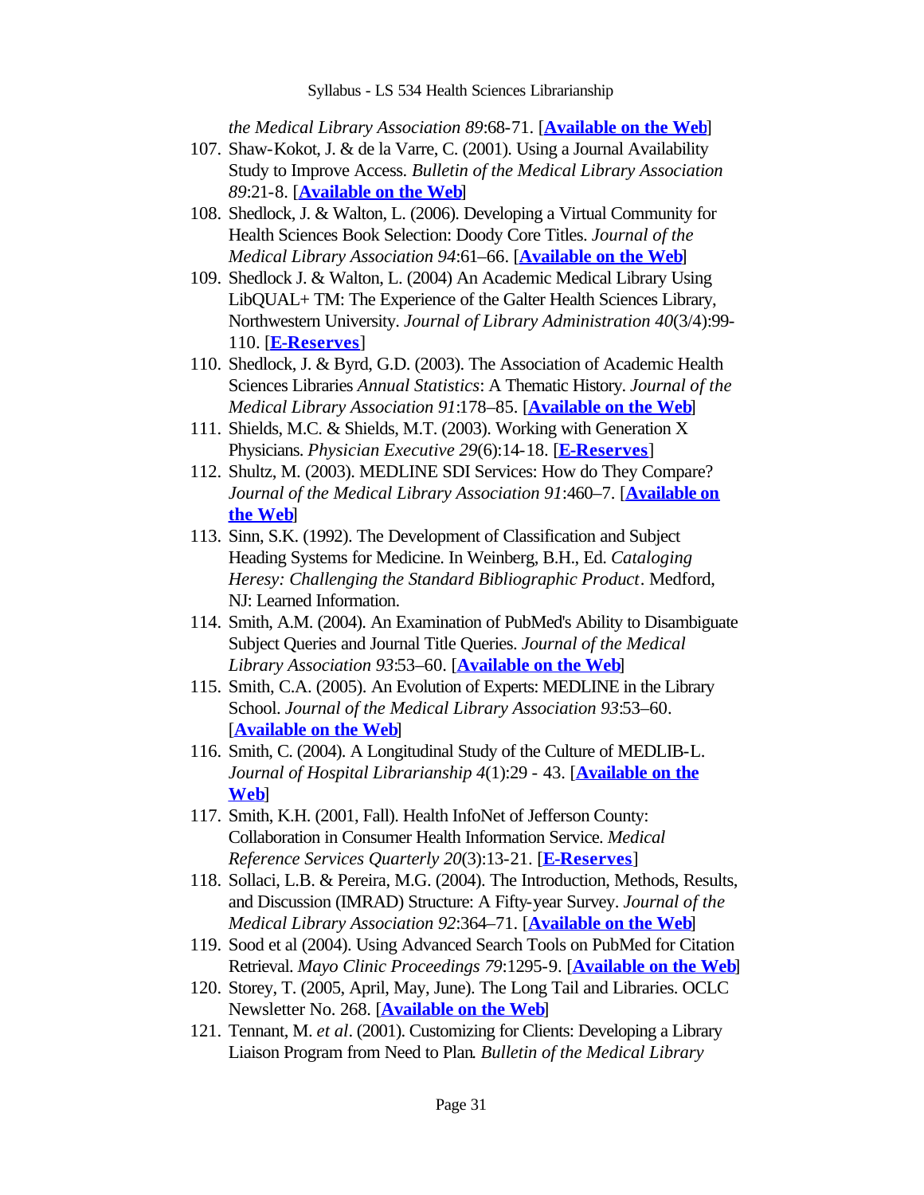*the Medical Library Association 89*:68-71. [**Available on the Web**]

107. Shaw-Kokot, J. & de la Varre, C. (2001). Using a Journal Availability Study to Improve Access. *Bulletin of the Medical Library Association 89*:21-8. [**Available on the Web**]
108. Shedlock, J. & Walton, L. (2006). Developing a Virtual Community for Health Sciences Book Selection: Doody Core Titles. *Journal of the Medical Library Association 94*:61–66. [**Available on the Web**]
109. Shedlock J. & Walton, L. (2004) An Academic Medical Library Using LibQUAL+ TM: The Experience of the Galter Health Sciences Library, Northwestern University. *Journal of Library Administration 40*(3/4):99-110. [**E-Reserves**]
110. Shedlock, J. & Byrd, G.D. (2003). The Association of Academic Health Sciences Libraries *Annual Statistics*: A Thematic History. *Journal of the Medical Library Association 91*:178–85. [**Available on the Web**]
111. Shields, M.C. & Shields, M.T. (2003). Working with Generation X Physicians. *Physician Executive 29*(6):14-18. [**E-Reserves**]
112. Shultz, M. (2003). MEDLINE SDI Services: How do They Compare? *Journal of the Medical Library Association 91*:460–7. [**Available on the Web**]
113. Sinn, S.K. (1992). The Development of Classification and Subject Heading Systems for Medicine. In Weinberg, B.H., Ed. *Cataloging Heresy: Challenging the Standard Bibliographic Product*. Medford, NJ: Learned Information.
114. Smith, A.M. (2004). An Examination of PubMed's Ability to Disambiguate Subject Queries and Journal Title Queries. *Journal of the Medical Library Association 93*:53–60. [**Available on the Web**]
115. Smith, C.A. (2005). An Evolution of Experts: MEDLINE in the Library School. *Journal of the Medical Library Association 93*:53–60. [**Available on the Web**]
116. Smith, C. (2004). A Longitudinal Study of the Culture of MEDLIB-L. *Journal of Hospital Librarianship 4*(1):29 - 43. [**Available on the Web**]
117. Smith, K.H. (2001, Fall). Health InfoNet of Jefferson County: Collaboration in Consumer Health Information Service. *Medical Reference Services Quarterly 20*(3):13-21. [**E-Reserves**]
118. Sollaci, L.B. & Pereira, M.G. (2004). The Introduction, Methods, Results, and Discussion (IMRAD) Structure: A Fifty-year Survey. *Journal of the Medical Library Association 92*:364–71. [**Available on the Web**]
119. Sood et al (2004). Using Advanced Search Tools on PubMed for Citation Retrieval. *Mayo Clinic Proceedings 79*:1295-9. [**Available on the Web**]
120. Storey, T. (2005, April, May, June). The Long Tail and Libraries. OCLC Newsletter No. 268. [**Available on the Web**]
121. Tennant, M. *et al*. (2001). Customizing for Clients: Developing a Library Liaison Program from Need to Plan. *Bulletin of the Medical Library*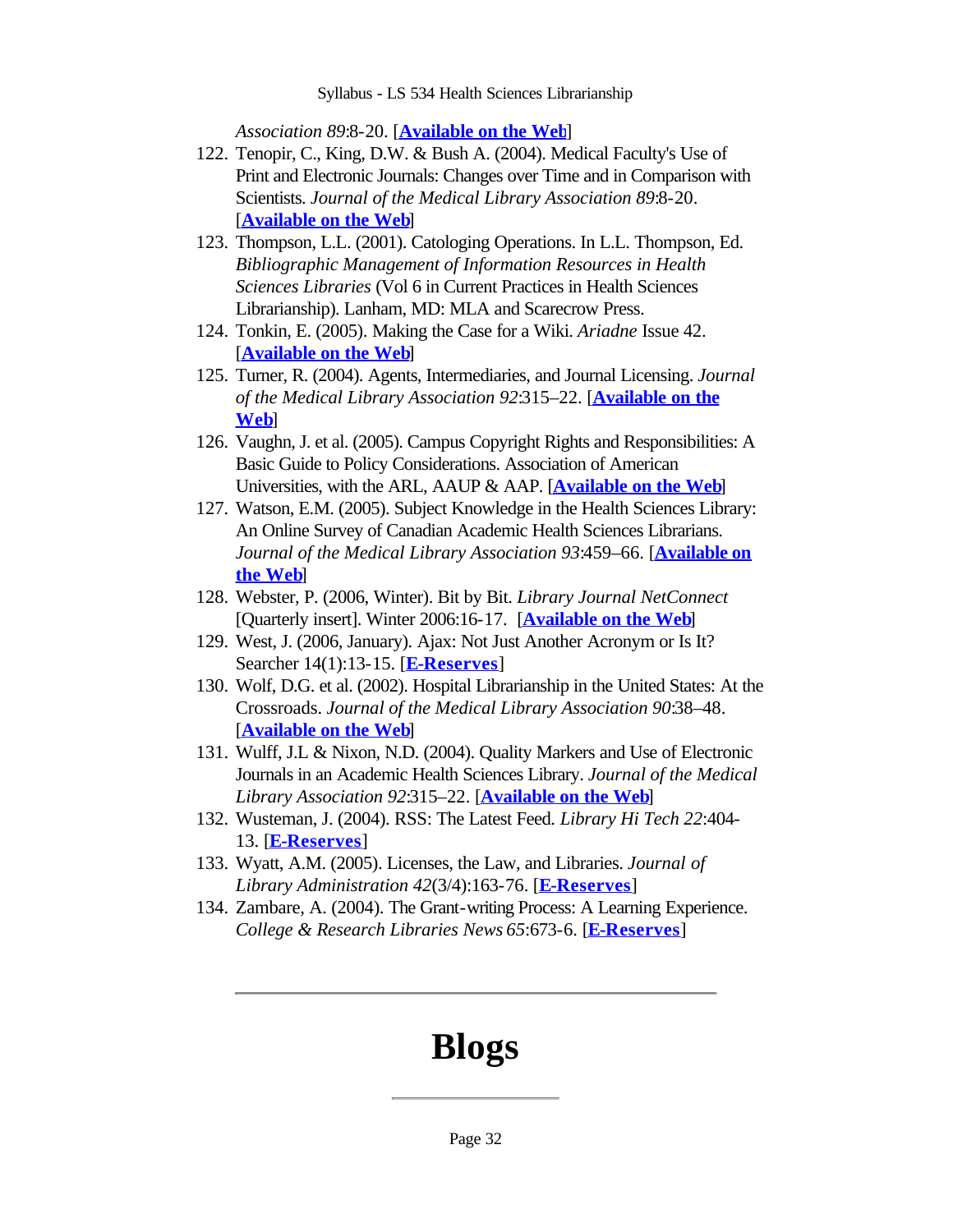*Association 89*:8-20. [**Available on the Web**]

122. Tenopir, C., King, D.W. & Bush A. (2004). Medical Faculty's Use of Print and Electronic Journals: Changes over Time and in Comparison with Scientists. *Journal of the Medical Library Association 89*:8-20. [**Available on the Web**]
123. Thompson, L.L. (2001). Catologing Operations. In L.L. Thompson, Ed. *Bibliographic Management of Information Resources in Health Sciences Libraries* (Vol 6 in Current Practices in Health Sciences Librarianship). Lanham, MD: MLA and Scarecrow Press.
124. Tonkin, E. (2005). Making the Case for a Wiki. *Ariadne* Issue 42. [**Available on the Web**]
125. Turner, R. (2004). Agents, Intermediaries, and Journal Licensing. *Journal of the Medical Library Association 92*:315–22. [**Available on the Web**]
126. Vaughn, J. et al. (2005). Campus Copyright Rights and Responsibilities: A Basic Guide to Policy Considerations. Association of American Universities, with the ARL, AAUP & AAP. [**Available on the Web**]
127. Watson, E.M. (2005). Subject Knowledge in the Health Sciences Library: An Online Survey of Canadian Academic Health Sciences Librarians. *Journal of the Medical Library Association 93*:459–66. [**Available on the Web**]
128. Webster, P. (2006, Winter). Bit by Bit. *Library Journal NetConnect* [Quarterly insert]. Winter 2006:16-17. [**Available on the Web**]
129. West, J. (2006, January). Ajax: Not Just Another Acronym or Is It? Searcher 14(1):13-15. [**E-Reserves**]
130. Wolf, D.G. et al. (2002). Hospital Librarianship in the United States: At the Crossroads. *Journal of the Medical Library Association 90*:38–48. [**Available on the Web**]
131. Wulff, J.L & Nixon, N.D. (2004). Quality Markers and Use of Electronic Journals in an Academic Health Sciences Library. *Journal of the Medical Library Association 92*:315–22. [**Available on the Web**]
132. Wusteman, J. (2004). RSS: The Latest Feed. *Library Hi Tech 22*:404-13. [**E-Reserves**]
133. Wyatt, A.M. (2005). Licenses, the Law, and Libraries. *Journal of Library Administration 42*(3/4):163-76. [**E-Reserves**]
134. Zambare, A. (2004). The Grant-writing Process: A Learning Experience. *College & Research Libraries News 65*:673-6. [**E-Reserves**]

---

# Blogs

---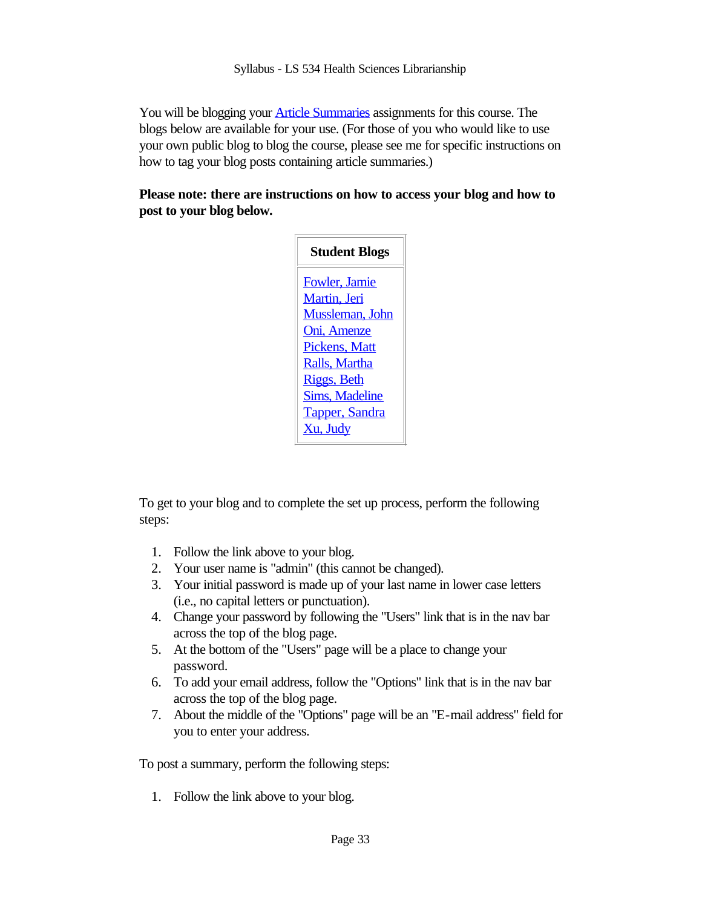You will be blogging your Article Summaries assignments for this course. The blogs below are available for your use. (For those of you who would like to use your own public blog to blog the course, please see me for specific instructions on how to tag your blog posts containing article summaries.)

**Please note: there are instructions on how to access your blog and how to post to your blog below.**

| Student Blogs |
| --- |
| Fowler, Jamie<br>Martin, Jeri<br>Mussleman, John<br>Oni, Amenze<br>Pickens, Matt<br>Ralls, Martha<br>Riggs, Beth<br>Sims, Madeline<br>Tapper, Sandra<br>Xu, Judy |

To get to your blog and to complete the set up process, perform the following steps:

1. Follow the link above to your blog.
2. Your user name is "admin" (this cannot be changed).
3. Your initial password is made up of your last name in lower case letters (i.e., no capital letters or punctuation).
4. Change your password by following the "Users" link that is in the nav bar across the top of the blog page.
5. At the bottom of the "Users" page will be a place to change your password.
6. To add your email address, follow the "Options" link that is in the nav bar across the top of the blog page.
7. About the middle of the "Options" page will be an "E-mail address" field for you to enter your address.

To post a summary, perform the following steps:

1. Follow the link above to your blog.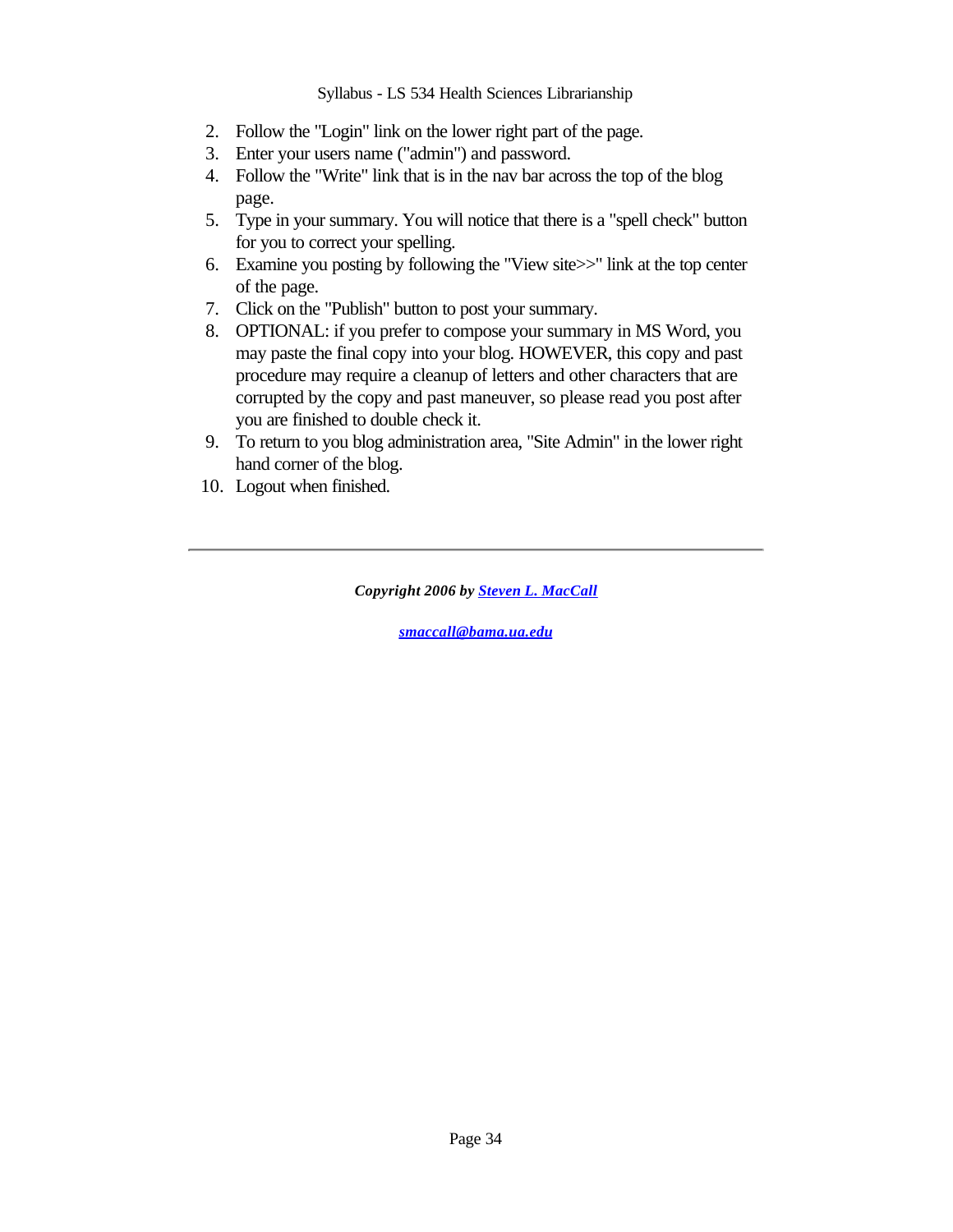2. Follow the "Login" link on the lower right part of the page.
3. Enter your users name ("admin") and password.
4. Follow the "Write" link that is in the nav bar across the top of the blog page.
5. Type in your summary. You will notice that there is a "spell check" button for you to correct your spelling.
6. Examine you posting by following the "View site>>" link at the top center of the page.
7. Click on the "Publish" button to post your summary.
8. OPTIONAL: if you prefer to compose your summary in MS Word, you may paste the final copy into your blog. HOWEVER, this copy and past procedure may require a cleanup of letters and other characters that are corrupted by the copy and past maneuver, so please read you post after you are finished to double check it.
9. To return to you blog administration area, "Site Admin" in the lower right hand corner of the blog.
10. Logout when finished.

---

***Copyright 2006 by Steven L. MacCall***

***smaccall@bama.ua.edu***